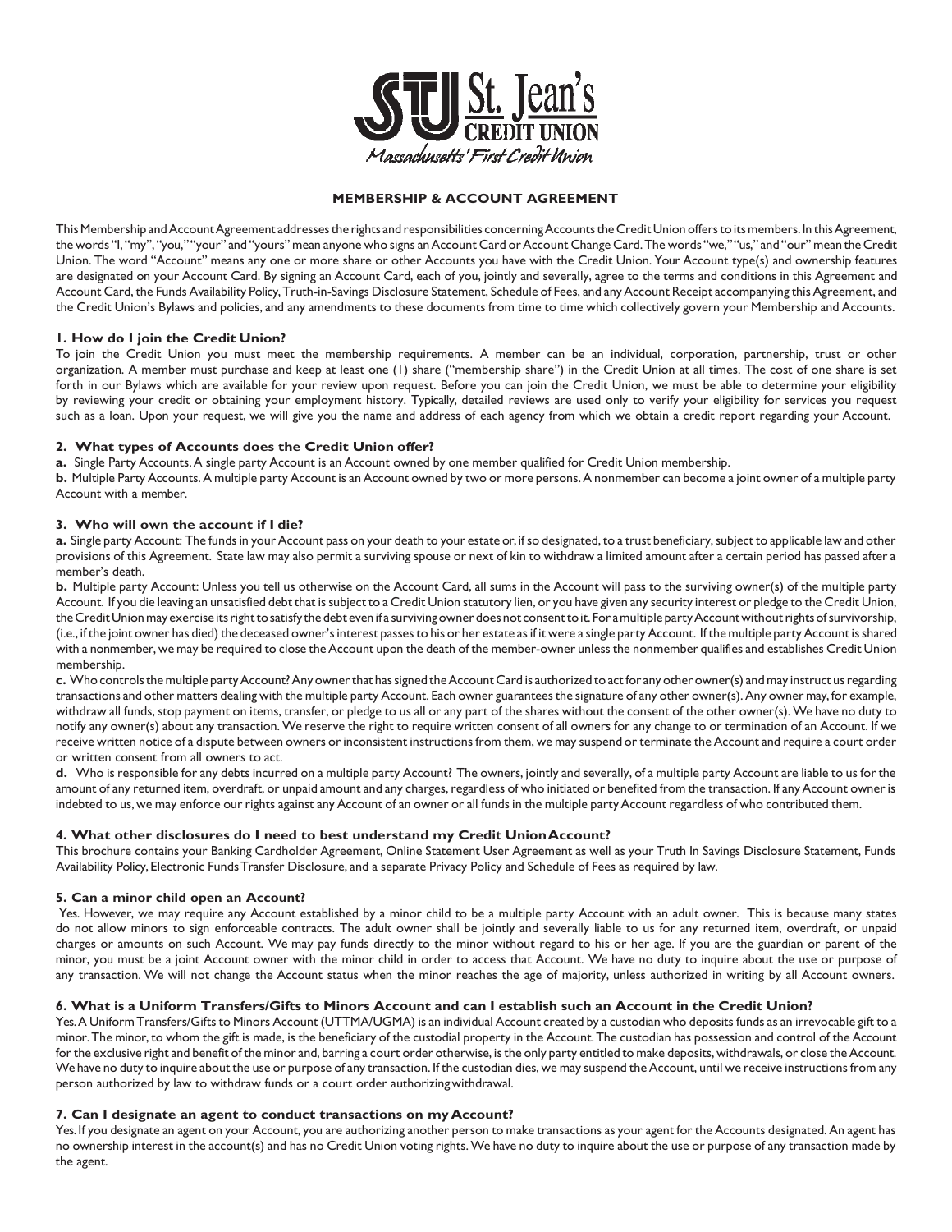St. Jean's CREDIT UNION

*Massachusetts' First Credit Union*

# MEMBERSHIP & ACCOUNT AGREEMENT

This Membership and Account Agreement addresses the rights and responsibilities concerning Accounts the Credit Union offers to its members. In this Agreement, the words "I, "my", "you," "your" and "yours" mean anyone who signs an Account Card or Account Change Card. The words "we," "us," and "our" mean the Credit Union. The word "Account" means any one or more share or other Accounts you have with the Credit Union. Your Account type(s) and ownership features are designated on your Account Card. By signing an Account Card, each of you, jointly and severally, agree to the terms and conditions in this Agreement and Account Card, the Funds Availability Policy, Truth-in-Savings Disclosure Statement, Schedule of Fees, and any Account Receipt accompanying this Agreement, and the Credit Union's Bylaws and policies, and any amendments to these documents from time to time which collectively govern your Membership and Accounts.

## 1. How do I join the Credit Union?

To join the Credit Union you must meet the membership requirements. A member can be an individual, corporation, partnership, trust or other organization. A member must purchase and keep at least one (1) share ("membership share") in the Credit Union at all times. The cost of one share is set forth in our Bylaws which are available for your review upon request. Before you can join the Credit Union, we must be able to determine your eligibility by reviewing your credit or obtaining your employment history. Typically, detailed reviews are used only to verify your eligibility for services you request such as a loan. Upon your request, we will give you the name and address of each agency from which we obtain a credit report regarding your Account.

## 2. What types of Accounts does the Credit Union offer?

**a.** Single Party Accounts. A single party Account is an Account owned by one member qualified for Credit Union membership.

**b.** Multiple Party Accounts. A multiple party Account is an Account owned by two or more persons. A nonmember can become a joint owner of a multiple party Account with a member.

## 3. Who will own the account if I die?

**a.** Single party Account: The funds in your Account pass on your death to your estate or, if so designated, to a trust beneficiary, subject to applicable law and other provisions of this Agreement. State law may also permit a surviving spouse or next of kin to withdraw a limited amount after a certain period has passed after a member's death.

**b.** Multiple party Account: Unless you tell us otherwise on the Account Card, all sums in the Account will pass to the surviving owner(s) of the multiple party Account. If you die leaving an unsatisfied debt that is subject to a Credit Union statutory lien, or you have given any security interest or pledge to the Credit Union, the Credit Union may exercise its right to satisfy the debt even if a surviving owner does not consent to it. For a multiple party Account without rights of survivorship, (i.e., if the joint owner has died) the deceased owner's interest passes to his or her estate as if it were a single party Account. If the multiple party Account is shared with a nonmember, we may be required to close the Account upon the death of the member-owner unless the nonmember qualifies and establishes Credit Union membership.

**c.** Who controls the multiple party Account? Any owner that has signed the Account Card is authorized to act for any other owner(s) and may instruct us regarding transactions and other matters dealing with the multiple party Account. Each owner guarantees the signature of any other owner(s). Any owner may, for example, withdraw all funds, stop payment on items, transfer, or pledge to us all or any part of the shares without the consent of the other owner(s). We have no duty to notify any owner(s) about any transaction. We reserve the right to require written consent of all owners for any change to or termination of an Account. If we receive written notice of a dispute between owners or inconsistent instructions from them, we may suspend or terminate the Account and require a court order or written consent from all owners to act.

**d.** Who is responsible for any debts incurred on a multiple party Account? The owners, jointly and severally, of a multiple party Account are liable to us for the amount of any returned item, overdraft, or unpaid amount and any charges, regardless of who initiated or benefited from the transaction. If any Account owner is indebted to us, we may enforce our rights against any Account of an owner or all funds in the multiple party Account regardless of who contributed them.

## 4. What other disclosures do I need to best understand my Credit Union Account?

This brochure contains your Banking Cardholder Agreement, Online Statement User Agreement as well as your Truth In Savings Disclosure Statement, Funds Availability Policy, Electronic Funds Transfer Disclosure, and a separate Privacy Policy and Schedule of Fees as required by law.

## 5. Can a minor child open an Account?

Yes. However, we may require any Account established by a minor child to be a multiple party Account with an adult owner. This is because many states do not allow minors to sign enforceable contracts. The adult owner shall be jointly and severally liable to us for any returned item, overdraft, or unpaid charges or amounts on such Account. We may pay funds directly to the minor without regard to his or her age. If you are the guardian or parent of the minor, you must be a joint Account owner with the minor child in order to access that Account. We have no duty to inquire about the use or purpose of any transaction. We will not change the Account status when the minor reaches the age of majority, unless authorized in writing by all Account owners.

## 6. What is a Uniform Transfers/Gifts to Minors Account and can I establish such an Account in the Credit Union?

Yes. A Uniform Transfers/Gifts to Minors Account (UTTMA/UGMA) is an individual Account created by a custodian who deposits funds as an irrevocable gift to a minor. The minor, to whom the gift is made, is the beneficiary of the custodial property in the Account. The custodian has possession and control of the Account for the exclusive right and benefit of the minor and, barring a court order otherwise, is the only party entitled to make deposits, withdrawals, or close the Account. We have no duty to inquire about the use or purpose of any transaction. If the custodian dies, we may suspend the Account, until we receive instructions from any person authorized by law to withdraw funds or a court order authorizing withdrawal.

## 7. Can I designate an agent to conduct transactions on my Account?

Yes. If you designate an agent on your Account, you are authorizing another person to make transactions as your agent for the Accounts designated. An agent has no ownership interest in the Account(s) and has no Credit Union voting rights. We have no duty to inquire about the use or purpose of any transaction made by the agent.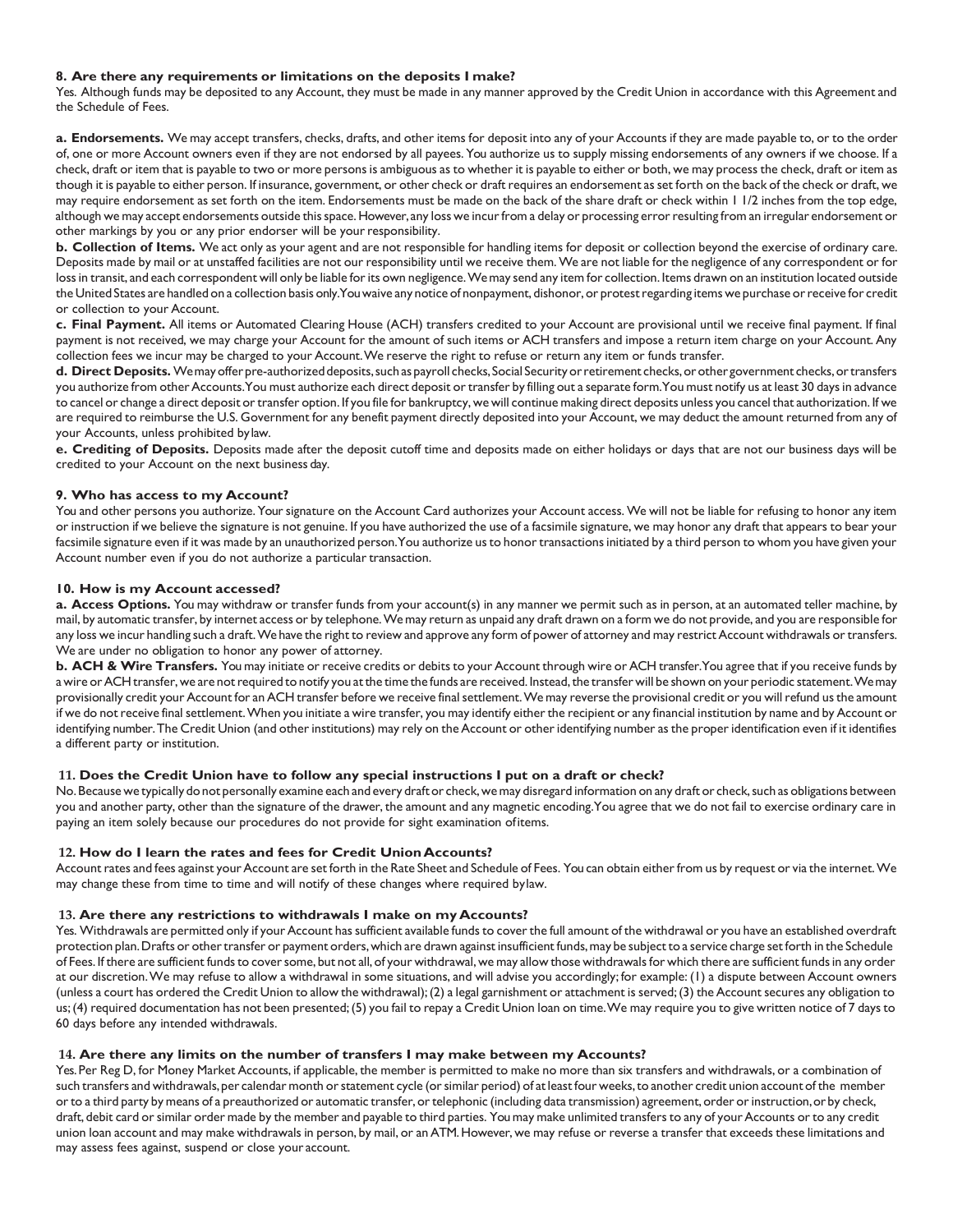### 8. Are there any requirements or limitations on the deposits I make?

Yes. Although funds may be deposited to any Account, they must be made in any manner approved by the Credit Union in accordance with this Agreement and the Schedule of Fees.

**a. Endorsements.** We may accept transfers, checks, drafts, and other items for deposit into any of your Accounts if they are made payable to, or to the order of, one or more Account owners even if they are not endorsed by all payees. You authorize us to supply missing endorsements of any owners if we choose. If a check, draft or item that is payable to two or more persons is ambiguous as to whether it is payable to either or both, we may process the check, draft or item as though it is payable to either person. If insurance, government, or other check or draft requires an endorsement as set forth on the back of the check or draft, we may require endorsement as set forth on the item. Endorsements must be made on the back of the share draft or check within 1 1/2 inches from the top edge, although we may accept endorsements outside this space. However, any loss we incur from a delay or processing error resulting from an irregular endorsement or other markings by you or any prior endorser will be your responsibility.

**b. Collection of Items.** We act only as your agent and are not responsible for handling items for deposit or collection beyond the exercise of ordinary care. Deposits made by mail or at unstaffed facilities are not our responsibility until we receive them. We are not liable for the negligence of any correspondent or for loss in transit, and each correspondent will only be liable for its own negligence. We may send any item for collection. Items drawn on an institution located outside the United States are handled on a collection basis only. You waive any notice of nonpayment, dishonor, or protest regarding items we purchase or receive for credit or collection to your Account.

**c. Final Payment.** All items or Automated Clearing House (ACH) transfers credited to your Account are provisional until we receive final payment. If final payment is not received, we may charge your Account for the amount of such items or ACH transfers and impose a return item charge on your Account. Any collection fees we incur may be charged to your Account. We reserve the right to refuse or return any item or funds transfer.

**d. Direct Deposits.** We may offer pre-authorized deposits, such as payroll checks, Social Security or retirement checks, or other government checks, or transfers you authorize from other Accounts. You must authorize each direct deposit or transfer by filling out a separate form. You must notify us at least 30 days in advance to cancel or change a direct deposit or transfer option. If you file for bankruptcy, we will continue making direct deposits unless you cancel that authorization. If we are required to reimburse the U.S. Government for any benefit payment directly deposited into your Account, we may deduct the amount returned from any of your Accounts, unless prohibited by law.

**e. Crediting of Deposits.** Deposits made after the deposit cutoff time and deposits made on either holidays or days that are not our business days will be credited to your Account on the next business day.

### 9. Who has access to my Account?

You and other persons you authorize. Your signature on the Account Card authorizes your Account access. We will not be liable for refusing to honor any item or instruction if we believe the signature is not genuine. If you have authorized the use of a facsimile signature, we may honor any draft that appears to bear your facsimile signature even if it was made by an unauthorized person. You authorize us to honor transactions initiated by a third person to whom you have given your Account number even if you do not authorize a particular transaction.

### 10. How is my Account accessed?

**a. Access Options.** You may withdraw or transfer funds from your account(s) in any manner we permit such as in person, at an automated teller machine, by mail, by automatic transfer, by internet access or by telephone. We may return as unpaid any draft drawn on a form we do not provide, and you are responsible for any loss we incur handling such a draft. We have the right to review and approve any form of power of attorney and may restrict Account withdrawals or transfers. We are under no obligation to honor any power of attorney.

**b. ACH & Wire Transfers.** You may initiate or receive credits or debits to your Account through wire or ACH transfer. You agree that if you receive funds by a wire or ACH transfer, we are not required to notify you at the time the funds are received. Instead, the transfer will be shown on your periodic statement. We may provisionally credit your Account for an ACH transfer before we receive final settlement. We may reverse the provisional credit or you will refund us the amount if we do not receive final settlement. When you initiate a wire transfer, you may identify either the recipient or any financial institution by name and by Account or identifying number. The Credit Union (and other institutions) may rely on the Account or other identifying number as the proper identification even if it identifies a different party or institution.

### 11. Does the Credit Union have to follow any special instructions I put on a draft or check?

No. Because we typically do not personally examine each and every draft or check, we may disregard information on any draft or check, such as obligations between you and another party, other than the signature of the drawer, the amount and any magnetic encoding. You agree that we do not fail to exercise ordinary care in paying an item solely because our procedures do not provide for sight examination of items.

### 12. How do I learn the rates and fees for Credit Union Accounts?

Account rates and fees against your Account are set forth in the Rate Sheet and Schedule of Fees. You can obtain either from us by request or via the internet. We may change these from time to time and will notify of these changes where required by law.

### 13. Are there any restrictions to withdrawals I make on my Accounts?

Yes. Withdrawals are permitted only if your Account has sufficient available funds to cover the full amount of the withdrawal or you have an established overdraft protection plan. Drafts or other transfer or payment orders, which are drawn against insufficient funds, may be subject to a service charge set forth in the Schedule of Fees. If there are sufficient funds to cover some, but not all, of your withdrawal, we may allow those withdrawals for which there are sufficient funds in any order at our discretion. We may refuse to allow a withdrawal in some situations, and will advise you accordingly; for example: (1) a dispute between Account owners (unless a court has ordered the Credit Union to allow the withdrawal); (2) a legal garnishment or attachment is served; (3) the Account secures any obligation to us; (4) required documentation has not been presented; (5) you fail to repay a Credit Union loan on time. We may require you to give written notice of 7 days to 60 days before any intended withdrawals.

### 14. Are there any limits on the number of transfers I may make between my Accounts?

Yes. Per Reg D, for Money Market Accounts, if applicable, the member is permitted to make no more than six transfers and withdrawals, or a combination of such transfers and withdrawals, per calendar month or statement cycle (or similar period) of at least four weeks, to another credit union account of the member or to a third party by means of a preauthorized or automatic transfer, or telephonic (including data transmission) agreement, order or instruction, or by check, draft, debit card or similar order made by the member and payable to third parties. You may make unlimited transfers to any of your Accounts or to any credit union loan account and may make withdrawals in person, by mail, or an ATM. However, we may refuse or reverse a transfer that exceeds these limitations and may assess fees against, suspend or close your account.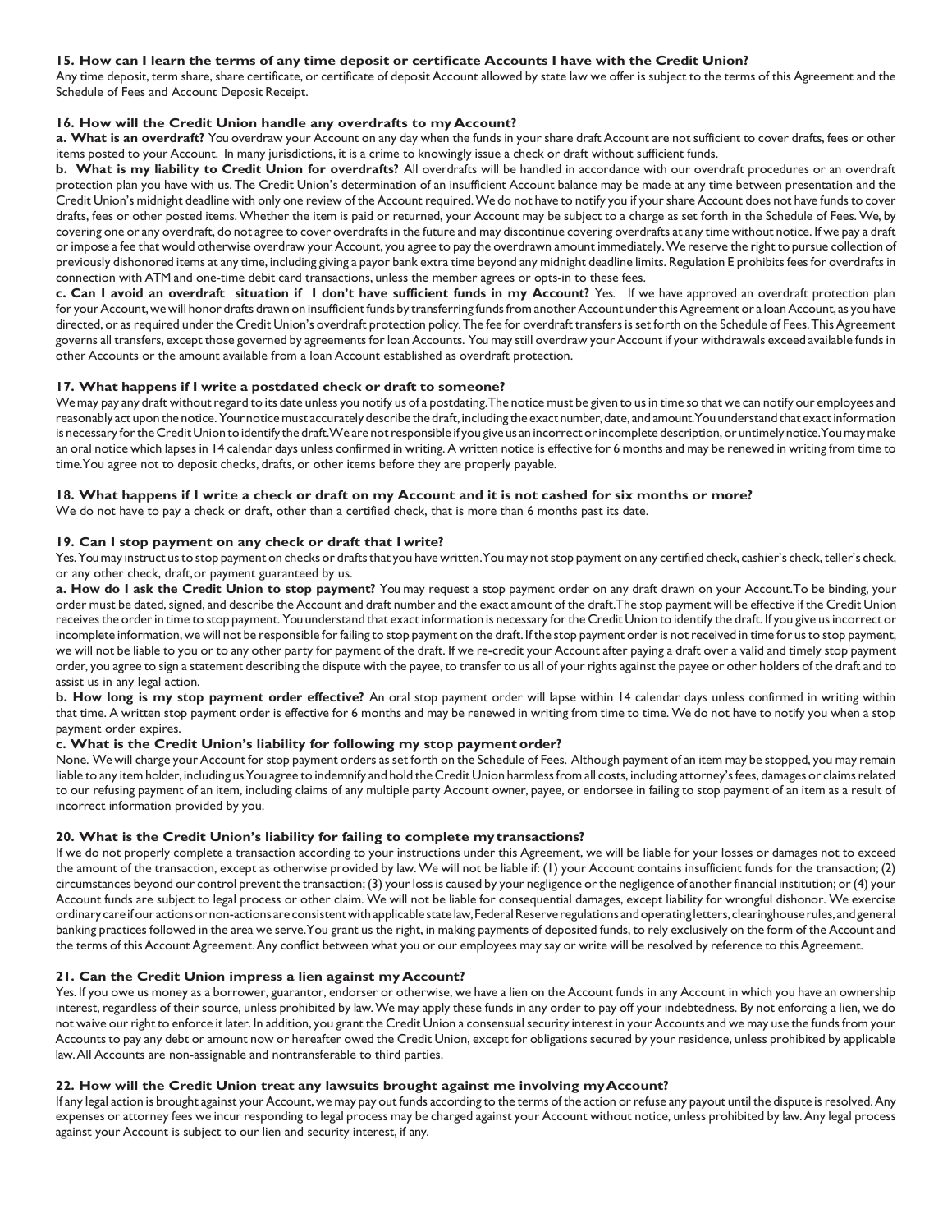### 15. How can I learn the terms of any time deposit or certificate Accounts I have with the Credit Union?

Any time deposit, term share, share certificate, or certificate of deposit Account allowed by state law we offer is subject to the terms of this Agreement and the Schedule of Fees and Account Deposit Receipt.

### 16. How will the Credit Union handle any overdrafts to my Account?

**a. What is an overdraft?** You overdraw your Account on any day when the funds in your share draft Account are not sufficient to cover drafts, fees or other items posted to your Account. In many jurisdictions, it is a crime to knowingly issue a check or draft without sufficient funds.

**b. What is my liability to Credit Union for overdrafts?** All overdrafts will be handled in accordance with our overdraft procedures or an overdraft protection plan you have with us. The Credit Union's determination of an insufficient Account balance may be made at any time between presentation and the Credit Union's midnight deadline with only one review of the Account required. We do not have to notify you if your share Account does not have funds to cover drafts, fees or other posted items. Whether the item is paid or returned, your Account may be subject to a charge as set forth in the Schedule of Fees. We, by covering one or any overdraft, do not agree to cover overdrafts in the future and may discontinue covering overdrafts at any time without notice. If we pay a draft or impose a fee that would otherwise overdraw your Account, you agree to pay the overdrawn amount immediately. We reserve the right to pursue collection of previously dishonored items at any time, including giving a payor bank extra time beyond any midnight deadline limits. Regulation E prohibits fees for overdrafts in connection with ATM and one-time debit card transactions, unless the member agrees or opts-in to these fees.

**c. Can I avoid an overdraft situation if I don't have sufficient funds in my Account?** Yes. If we have approved an overdraft protection plan for your Account, we will honor drafts drawn on insufficient funds by transferring funds from another Account under this Agreement or a loan Account, as you have directed, or as required under the Credit Union's overdraft protection policy. The fee for overdraft transfers is set forth on the Schedule of Fees. This Agreement governs all transfers, except those governed by agreements for loan Accounts. You may still overdraw your Account if your withdrawals exceed available funds in other Accounts or the amount available from a loan Account established as overdraft protection.

### 17. What happens if I write a postdated check or draft to someone?

We may pay any draft without regard to its date unless you notify us of a postdating. The notice must be given to us in time so that we can notify our employees and reasonably act upon the notice. Your notice must accurately describe the draft, including the exact number, date, and amount. You understand that exact information is necessary for the Credit Union to identify the draft. We are not responsible if you give us an incorrect or incomplete description, or untimely notice. You may make an oral notice which lapses in 14 calendar days unless confirmed in writing. A written notice is effective for 6 months and may be renewed in writing from time to time. You agree not to deposit checks, drafts, or other items before they are properly payable.

### 18. What happens if I write a check or draft on my Account and it is not cashed for six months or more?

We do not have to pay a check or draft, other than a certified check, that is more than 6 months past its date.

### 19. Can I stop payment on any check or draft that I write?

Yes. You may instruct us to stop payment on checks or drafts that you have written. You may not stop payment on any certified check, cashier's check, teller's check, or any other check, draft, or payment guaranteed by us.

**a. How do I ask the Credit Union to stop payment?** You may request a stop payment order on any draft drawn on your Account. To be binding, your order must be dated, signed, and describe the Account and draft number and the exact amount of the draft. The stop payment will be effective if the Credit Union receives the order in time to stop payment. You understand that exact information is necessary for the Credit Union to identify the draft. If you give us incorrect or incomplete information, we will not be responsible for failing to stop payment on the draft. If the stop payment order is not received in time for us to stop payment, we will not be liable to you or to any other party for payment of the draft. If we re-credit your Account after paying a draft over a valid and timely stop payment order, you agree to sign a statement describing the dispute with the payee, to transfer to us all of your rights against the payee or other holders of the draft and to assist us in any legal action.

**b. How long is my stop payment order effective?** An oral stop payment order will lapse within 14 calendar days unless confirmed in writing within that time. A written stop payment order is effective for 6 months and may be renewed in writing from time to time. We do not have to notify you when a stop payment order expires.

**c. What is the Credit Union's liability for following my stop payment order?**

None. We will charge your Account for stop payment orders as set forth on the Schedule of Fees. Although payment of an item may be stopped, you may remain liable to any item holder, including us. You agree to indemnify and hold the Credit Union harmless from all costs, including attorney's fees, damages or claims related to our refusing payment of an item, including claims of any multiple party Account owner, payee, or endorsee in failing to stop payment of an item as a result of incorrect information provided by you.

### 20. What is the Credit Union's liability for failing to complete my transactions?

If we do not properly complete a transaction according to your instructions under this Agreement, we will be liable for your losses or damages not to exceed the amount of the transaction, except as otherwise provided by law. We will not be liable if: (1) your Account contains insufficient funds for the transaction; (2) circumstances beyond our control prevent the transaction; (3) your loss is caused by your negligence or the negligence of another financial institution; or (4) your Account funds are subject to legal process or other claim. We will not be liable for consequential damages, except liability for wrongful dishonor. We exercise ordinary care if our actions or non-actions are consistent with applicable state law, Federal Reserve regulations and operating letters, clearinghouse rules, and general banking practices followed in the area we serve. You grant us the right, in making payments of deposited funds, to rely exclusively on the form of the Account and the terms of this Account Agreement. Any conflict between what you or our employees may say or write will be resolved by reference to this Agreement.

### 21. Can the Credit Union impress a lien against my Account?

Yes. If you owe us money as a borrower, guarantor, endorser or otherwise, we have a lien on the Account funds in any Account in which you have an ownership interest, regardless of their source, unless prohibited by law. We may apply these funds in any order to pay off your indebtedness. By not enforcing a lien, we do not waive our right to enforce it later. In addition, you grant the Credit Union a consensual security interest in your Accounts and we may use the funds from your Accounts to pay any debt or amount now or hereafter owed the Credit Union, except for obligations secured by your residence, unless prohibited by applicable law. All Accounts are non-assignable and nontransferable to third parties.

### 22. How will the Credit Union treat any lawsuits brought against me involving my Account?

If any legal action is brought against your Account, we may pay out funds according to the terms of the action or refuse any payout until the dispute is resolved. Any expenses or attorney fees we incur responding to legal process may be charged against your Account without notice, unless prohibited by law. Any legal process against your Account is subject to our lien and security interest, if any.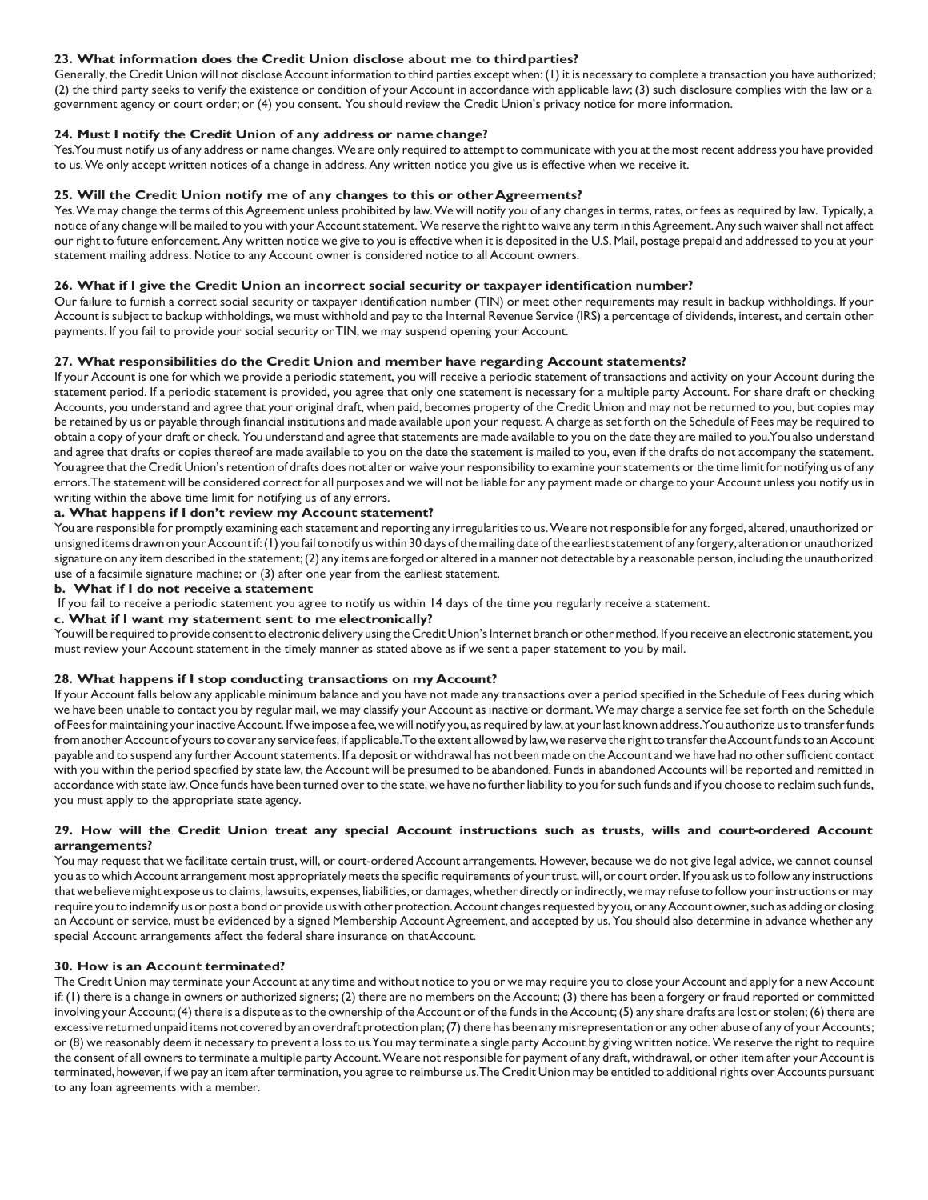### 23. What information does the Credit Union disclose about me to third parties?

Generally, the Credit Union will not disclose Account information to third parties except when: (1) it is necessary to complete a transaction you have authorized; (2) the third party seeks to verify the existence or condition of your Account in accordance with applicable law; (3) such disclosure complies with the law or a government agency or court order; or (4) you consent. You should review the Credit Union's privacy notice for more information.

### 24. Must I notify the Credit Union of any address or name change?

Yes. You must notify us of any address or name changes. We are only required to attempt to communicate with you at the most recent address you have provided to us. We only accept written notices of a change in address. Any written notice you give us is effective when we receive it.

### 25. Will the Credit Union notify me of any changes to this or other Agreements?

Yes. We may change the terms of this Agreement unless prohibited by law. We will notify you of any changes in terms, rates, or fees as required by law. Typically, a notice of any change will be mailed to you with your Account statement. We reserve the right to waive any term in this Agreement. Any such waiver shall not affect our right to future enforcement. Any written notice we give to you is effective when it is deposited in the U.S. Mail, postage prepaid and addressed to you at your statement mailing address. Notice to any Account owner is considered notice to all Account owners.

### 26. What if I give the Credit Union an incorrect social security or taxpayer identification number?

Our failure to furnish a correct social security or taxpayer identification number (TIN) or meet other requirements may result in backup withholdings. If your Account is subject to backup withholdings, we must withhold and pay to the Internal Revenue Service (IRS) a percentage of dividends, interest, and certain other payments. If you fail to provide your social security or TIN, we may suspend opening your Account.

### 27. What responsibilities do the Credit Union and member have regarding Account statements?

If your Account is one for which we provide a periodic statement, you will receive a periodic statement of transactions and activity on your Account during the statement period. If a periodic statement is provided, you agree that only one statement is necessary for a multiple party Account. For share draft or checking Accounts, you understand and agree that your original draft, when paid, becomes property of the Credit Union and may not be returned to you, but copies may be retained by us or payable through financial institutions and made available upon your request. A charge as set forth on the Schedule of Fees may be required to obtain a copy of your draft or check. You understand and agree that statements are made available to you on the date they are mailed to you. You also understand and agree that drafts or copies thereof are made available to you on the date the statement is mailed to you, even if the drafts do not accompany the statement. You agree that the Credit Union's retention of drafts does not alter or waive your responsibility to examine your statements or the time limit for notifying us of any errors. The statement will be considered correct for all purposes and we will not be liable for any payment made or charge to your Account unless you notify us in writing within the above time limit for notifying us of any errors.

**a. What happens if I don't review my Account statement?**

You are responsible for promptly examining each statement and reporting any irregularities to us. We are not responsible for any forged, altered, unauthorized or unsigned items drawn on your Account if: (1) you fail to notify us within 30 days of the mailing date of the earliest statement of any forgery, alteration or unauthorized signature on any item described in the statement; (2) any items are forged or altered in a manner not detectable by a reasonable person, including the unauthorized use of a facsimile signature machine; or (3) after one year from the earliest statement.

**b. What if I do not receive a statement**

If you fail to receive a periodic statement you agree to notify us within 14 days of the time you regularly receive a statement.

**c. What if I want my statement sent to me electronically?**

You will be required to provide consent to electronic delivery using the Credit Union's Internet branch or other method. If you receive an electronic statement, you must review your Account statement in the timely manner as stated above as if we sent a paper statement to you by mail.

### 28. What happens if I stop conducting transactions on my Account?

If your Account falls below any applicable minimum balance and you have not made any transactions over a period specified in the Schedule of Fees during which we have been unable to contact you by regular mail, we may classify your Account as inactive or dormant. We may charge a service fee set forth on the Schedule of Fees for maintaining your inactive Account. If we impose a fee, we will notify you, as required by law, at your last known address. You authorize us to transfer funds from another Account of yours to cover any service fees, if applicable. To the extent allowed by law, we reserve the right to transfer the Account funds to an Account payable and to suspend any further Account statements. If a deposit or withdrawal has not been made on the Account and we have had no other sufficient contact with you within the period specified by state law, the Account will be presumed to be abandoned. Funds in abandoned Accounts will be reported and remitted in accordance with state law. Once funds have been turned over to the state, we have no further liability to you for such funds and if you choose to reclaim such funds, you must apply to the appropriate state agency.

### 29. How will the Credit Union treat any special Account instructions such as trusts, wills and court-ordered Account arrangements?

You may request that we facilitate certain trust, will, or court-ordered Account arrangements. However, because we do not give legal advice, we cannot counsel you as to which Account arrangement most appropriately meets the specific requirements of your trust, will, or court order. If you ask us to follow any instructions that we believe might expose us to claims, lawsuits, expenses, liabilities, or damages, whether directly or indirectly, we may refuse to follow your instructions or may require you to indemnify us or post a bond or provide us with other protection. Account changes requested by you, or any Account owner, such as adding or closing an Account or service, must be evidenced by a signed Membership Account Agreement, and accepted by us. You should also determine in advance whether any special Account arrangements affect the federal share insurance on that Account.

### 30. How is an Account terminated?

The Credit Union may terminate your Account at any time and without notice to you or we may require you to close your Account and apply for a new Account if: (1) there is a change in owners or authorized signers; (2) there are no members on the Account; (3) there has been a forgery or fraud reported or committed involving your Account; (4) there is a dispute as to the ownership of the Account or of the funds in the Account; (5) any share drafts are lost or stolen; (6) there are excessive returned unpaid items not covered by an overdraft protection plan; (7) there has been any misrepresentation or any other abuse of any of your Accounts; or (8) we reasonably deem it necessary to prevent a loss to us. You may terminate a single party Account by giving written notice. We reserve the right to require the consent of all owners to terminate a multiple party Account. We are not responsible for payment of any draft, withdrawal, or other item after your Account is terminated, however, if we pay an item after termination, you agree to reimburse us. The Credit Union may be entitled to additional rights over Accounts pursuant to any loan agreements with a member.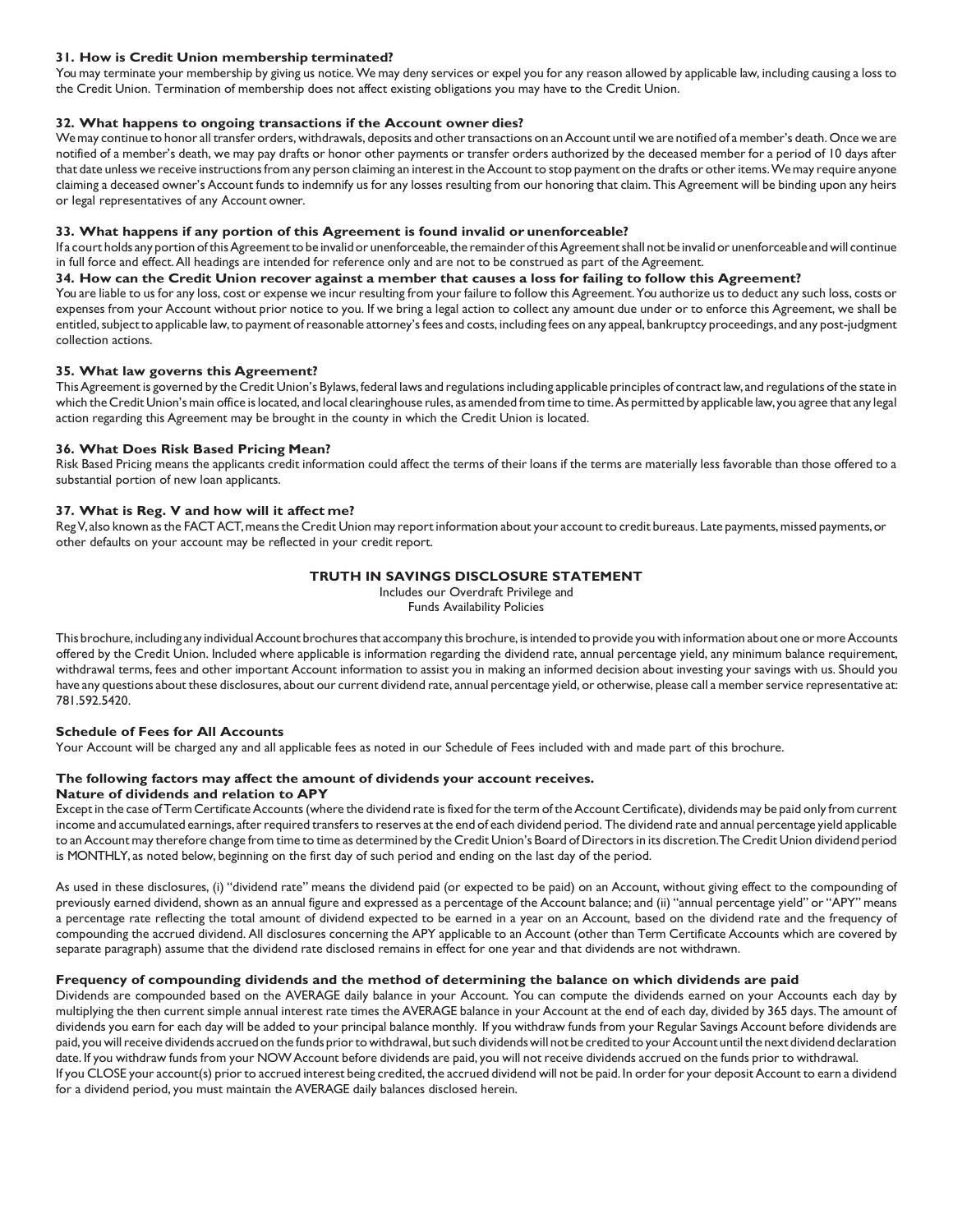#### 31. How is Credit Union membership terminated?

You may terminate your membership by giving us notice. We may deny services or expel you for any reason allowed by applicable law, including causing a loss to the Credit Union. Termination of membership does not affect existing obligations you may have to the Credit Union.

#### 32. What happens to ongoing transactions if the Account owner dies?

We may continue to honor all transfer orders, withdrawals, deposits and other transactions on an Account until we are notified of a member's death. Once we are notified of a member's death, we may pay drafts or honor other payments or transfer orders authorized by the deceased member for a period of 10 days after that date unless we receive instructions from any person claiming an interest in the Account to stop payment on the drafts or other items. We may require anyone claiming a deceased owner's Account funds to indemnify us for any losses resulting from our honoring that claim. This Agreement will be binding upon any heirs or legal representatives of any Account owner.

#### 33. What happens if any portion of this Agreement is found invalid or unenforceable?

If a court holds any portion of this Agreement to be invalid or unenforceable, the remainder of this Agreement shall not be invalid or unenforceable and will continue in full force and effect. All headings are intended for reference only and are not to be construed as part of the Agreement.

#### 34. How can the Credit Union recover against a member that causes a loss for failing to follow this Agreement?

You are liable to us for any loss, cost or expense we incur resulting from your failure to follow this Agreement. You authorize us to deduct any such loss, costs or expenses from your Account without prior notice to you. If we bring a legal action to collect any amount due under or to enforce this Agreement, we shall be entitled, subject to applicable law, to payment of reasonable attorney's fees and costs, including fees on any appeal, bankruptcy proceedings, and any post-judgment collection actions.

#### 35. What law governs this Agreement?

This Agreement is governed by the Credit Union's Bylaws, federal laws and regulations including applicable principles of contract law, and regulations of the state in which the Credit Union's main office is located, and local clearinghouse rules, as amended from time to time. As permitted by applicable law, you agree that any legal action regarding this Agreement may be brought in the county in which the Credit Union is located.

#### 36. What Does Risk Based Pricing Mean?

Risk Based Pricing means the applicants credit information could affect the terms of their loans if the terms are materially less favorable than those offered to a substantial portion of new loan applicants.

#### 37. What is Reg. V and how will it affect me?

Reg V, also known as the FACT ACT, means the Credit Union may report information about your account to credit bureaus. Late payments, missed payments, or other defaults on your account may be reflected in your credit report.

## TRUTH IN SAVINGS DISCLOSURE STATEMENT

Includes our Overdraft Privilege and
Funds Availability Policies

This brochure, including any individual Account brochures that accompany this brochure, is intended to provide you with information about one or more Accounts offered by the Credit Union. Included where applicable is information regarding the dividend rate, annual percentage yield, any minimum balance requirement, withdrawal terms, fees and other important Account information to assist you in making an informed decision about investing your savings with us. Should you have any questions about these disclosures, about our current dividend rate, annual percentage yield, or otherwise, please call a member service representative at: 781.592.5420.

#### Schedule of Fees for All Accounts

Your Account will be charged any and all applicable fees as noted in our Schedule of Fees included with and made part of this brochure.

#### The following factors may affect the amount of dividends your account receives.
#### Nature of dividends and relation to APY

Except in the case of Term Certificate Accounts (where the dividend rate is fixed for the term of the Account Certificate), dividends may be paid only from current income and accumulated earnings, after required transfers to reserves at the end of each dividend period. The dividend rate and annual percentage yield applicable to an Account may therefore change from time to time as determined by the Credit Union's Board of Directors in its discretion. The Credit Union dividend period is MONTHLY, as noted below, beginning on the first day of such period and ending on the last day of the period.

As used in these disclosures, (i) "dividend rate" means the dividend paid (or expected to be paid) on an Account, without giving effect to the compounding of previously earned dividend, shown as an annual figure and expressed as a percentage of the Account balance; and (ii) "annual percentage yield" or "APY" means a percentage rate reflecting the total amount of dividend expected to be earned in a year on an Account, based on the dividend rate and the frequency of compounding the accrued dividend. All disclosures concerning the APY applicable to an Account (other than Term Certificate Accounts which are covered by separate paragraph) assume that the dividend rate disclosed remains in effect for one year and that dividends are not withdrawn.

#### Frequency of compounding dividends and the method of determining the balance on which dividends are paid

Dividends are compounded based on the AVERAGE daily balance in your Account. You can compute the dividends earned on your Accounts each day by multiplying the then current simple annual interest rate times the AVERAGE balance in your Account at the end of each day, divided by 365 days. The amount of dividends you earn for each day will be added to your principal balance monthly. If you withdraw funds from your Regular Savings Account before dividends are paid, you will receive dividends accrued on the funds prior to withdrawal, but such dividends will not be credited to your Account until the next dividend declaration date. If you withdraw funds from your NOW Account before dividends are paid, you will not receive dividends accrued on the funds prior to withdrawal.
If you CLOSE your account(s) prior to accrued interest being credited, the accrued dividend will not be paid. In order for your deposit Account to earn a dividend for a dividend period, you must maintain the AVERAGE daily balances disclosed herein.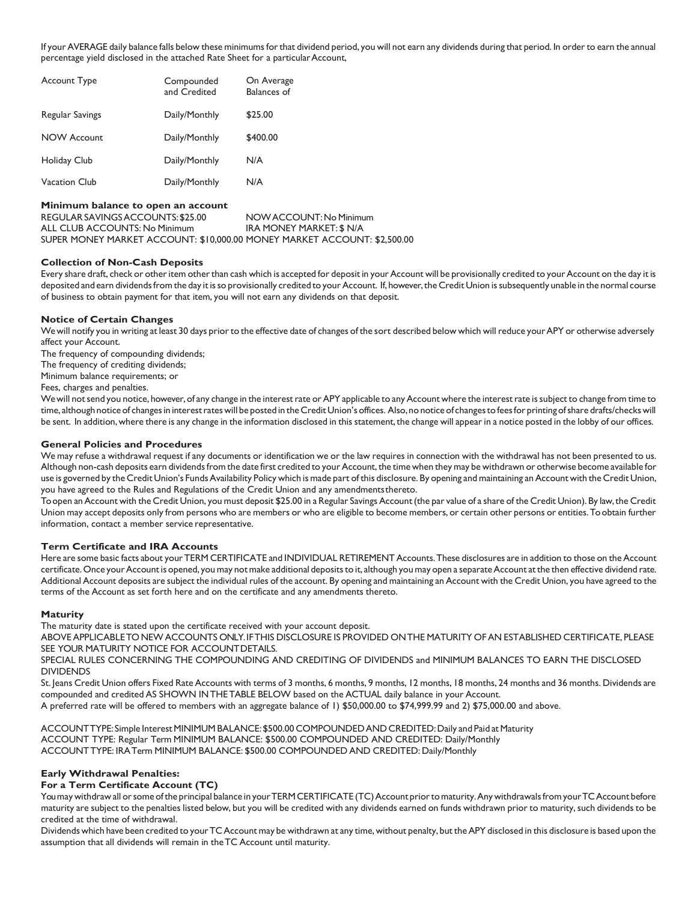If your AVERAGE daily balance falls below these minimums for that dividend period, you will not earn any dividends during that period. In order to earn the annual percentage yield disclosed in the attached Rate Sheet for a particular Account,

| Account Type | Compounded and Credited | On Average Balances of |
|---|---|---|
| Regular Savings | Daily/Monthly | $25.00 |
| NOW Account | Daily/Monthly | $400.00 |
| Holiday Club | Daily/Monthly | N/A |
| Vacation Club | Daily/Monthly | N/A |

**Minimum balance to open an account**

REGULAR SAVINGS ACCOUNTS: $25.00 NOW ACCOUNT: No Minimum
ALL CLUB ACCOUNTS: No Minimum IRA MONEY MARKET: $ N/A
SUPER MONEY MARKET ACCOUNT: $10,000.00 MONEY MARKET ACCOUNT: $2,500.00

**Collection of Non-Cash Deposits**

Every share draft, check or other item other than cash which is accepted for deposit in your Account will be provisionally credited to your Account on the day it is deposited and earn dividends from the day it is so provisionally credited to your Account. If, however, the Credit Union is subsequently unable in the normal course of business to obtain payment for that item, you will not earn any dividends on that deposit.

**Notice of Certain Changes**

We will notify you in writing at least 30 days prior to the effective date of changes of the sort described below which will reduce your APY or otherwise adversely affect your Account.

The frequency of compounding dividends;
The frequency of crediting dividends;
Minimum balance requirements; or
Fees, charges and penalties.

We will not send you notice, however, of any change in the interest rate or APY applicable to any Account where the interest rate is subject to change from time to time, although notice of changes in interest rates will be posted in the Credit Union's offices. Also, no notice of changes to fees for printing of share drafts/checks will be sent. In addition, where there is any change in the information disclosed in this statement, the change will appear in a notice posted in the lobby of our offices.

**General Policies and Procedures**

We may refuse a withdrawal request if any documents or identification we or the law requires in connection with the withdrawal has not been presented to us. Although non-cash deposits earn dividends from the date first credited to your Account, the time when they may be withdrawn or otherwise become available for use is governed by the Credit Union's Funds Availability Policy which is made part of this disclosure. By opening and maintaining an Account with the Credit Union, you have agreed to the Rules and Regulations of the Credit Union and any amendments thereto.

To open an Account with the Credit Union, you must deposit $25.00 in a Regular Savings Account (the par value of a share of the Credit Union). By law, the Credit Union may accept deposits only from persons who are members or who are eligible to become members, or certain other persons or entities. To obtain further information, contact a member service representative.

**Term Certificate and IRA Accounts**

Here are some basic facts about your TERM CERTIFICATE and INDIVIDUAL RETIREMENT Accounts. These disclosures are in addition to those on the Account certificate. Once your Account is opened, you may not make additional deposits to it, although you may open a separate Account at the then effective dividend rate. Additional Account deposits are subject the individual rules of the account. By opening and maintaining an Account with the Credit Union, you have agreed to the terms of the Account as set forth here and on the certificate and any amendments thereto.

**Maturity**

The maturity date is stated upon the certificate received with your account deposit.

ABOVE APPLICABLE TO NEW ACCOUNTS ONLY. IF THIS DISCLOSURE IS PROVIDED ON THE MATURITY OF AN ESTABLISHED CERTIFICATE, PLEASE SEE YOUR MATURITY NOTICE FOR ACCOUNT DETAILS.

SPECIAL RULES CONCERNING THE COMPOUNDING AND CREDITING OF DIVIDENDS and MINIMUM BALANCES TO EARN THE DISCLOSED DIVIDENDS

St. Jeans Credit Union offers Fixed Rate Accounts with terms of 3 months, 6 months, 9 months, 12 months, 18 months, 24 months and 36 months. Dividends are compounded and credited AS SHOWN IN THE TABLE BELOW based on the ACTUAL daily balance in your Account.

A preferred rate will be offered to members with an aggregate balance of 1) $50,000.00 to $74,999.99 and 2) $75,000.00 and above.

ACCOUNT TYPE: Simple Interest MINIMUM BALANCE: $500.00 COMPOUNDED AND CREDITED: Daily and Paid at Maturity
ACCOUNT TYPE: Regular Term MINIMUM BALANCE: $500.00 COMPOUNDED AND CREDITED: Daily/Monthly
ACCOUNT TYPE: IRA Term MINIMUM BALANCE: $500.00 COMPOUNDED AND CREDITED: Daily/Monthly

**Early Withdrawal Penalties:**

**For a Term Certificate Account (TC)**

You may withdraw all or some of the principal balance in your TERM CERTIFICATE (TC) Account prior to maturity. Any withdrawals from your TC Account before maturity are subject to the penalties listed below, but you will be credited with any dividends earned on funds withdrawn prior to maturity, such dividends to be credited at the time of withdrawal.

Dividends which have been credited to your TC Account may be withdrawn at any time, without penalty, but the APY disclosed in this disclosure is based upon the assumption that all dividends will remain in the TC Account until maturity.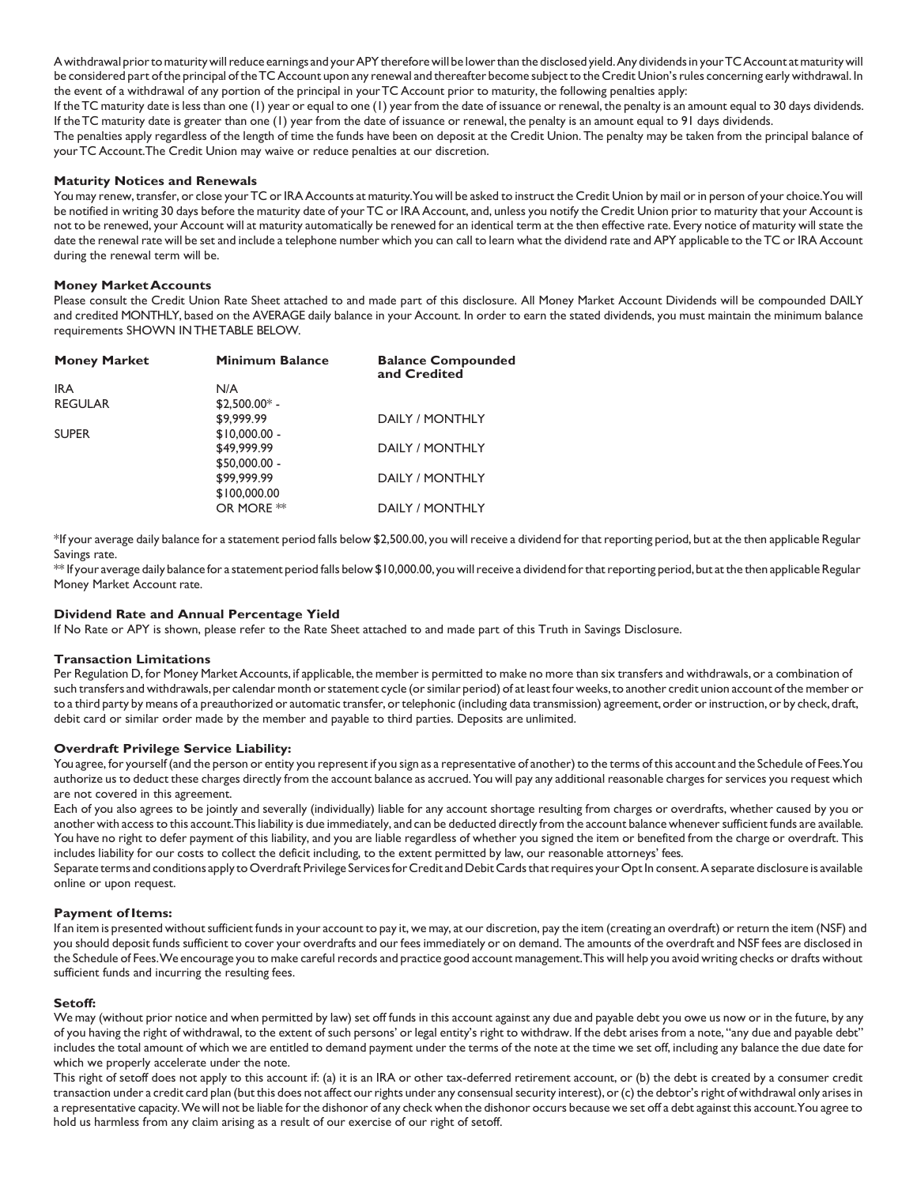A withdrawal prior to maturity will reduce earnings and your APY therefore will be lower than the disclosed yield. Any dividends in your TC Account at maturity will be considered part of the principal of the TC Account upon any renewal and thereafter become subject to the Credit Union's rules concerning early withdrawal. In the event of a withdrawal of any portion of the principal in your TC Account prior to maturity, the following penalties apply:

If the TC maturity date is less than one (1) year or equal to one (1) year from the date of issuance or renewal, the penalty is an amount equal to 30 days dividends. If the TC maturity date is greater than one (1) year from the date of issuance or renewal, the penalty is an amount equal to 91 days dividends.

The penalties apply regardless of the length of time the funds have been on deposit at the Credit Union. The penalty may be taken from the principal balance of your TC Account. The Credit Union may waive or reduce penalties at our discretion.

**Maturity Notices and Renewals**

You may renew, transfer, or close your TC or IRA Accounts at maturity. You will be asked to instruct the Credit Union by mail or in person of your choice. You will be notified in writing 30 days before the maturity date of your TC or IRA Account, and, unless you notify the Credit Union prior to maturity that your Account is not to be renewed, your Account will at maturity automatically be renewed for an identical term at the then effective rate. Every notice of maturity will state the date the renewal rate will be set and include a telephone number which you can call to learn what the dividend rate and APY applicable to the TC or IRA Account during the renewal term will be.

**Money Market Accounts**

Please consult the Credit Union Rate Sheet attached to and made part of this disclosure. All Money Market Account Dividends will be compounded DAILY and credited MONTHLY, based on the AVERAGE daily balance in your Account. In order to earn the stated dividends, you must maintain the minimum balance requirements SHOWN IN THE TABLE BELOW.

| Money Market | Minimum Balance | Balance Compounded and Credited |
|---|---|---|
| IRA | N/A | |
| REGULAR | $2,500.00* - $9,999.99 | DAILY / MONTHLY |
| SUPER | $10,000.00 - $49,999.99 | DAILY / MONTHLY |
| | $50,000.00 - $99,999.99 | DAILY / MONTHLY |
| | $100,000.00 OR MORE ** | DAILY / MONTHLY |

*If your average daily balance for a statement period falls below $2,500.00, you will receive a dividend for that reporting period, but at the then applicable Regular Savings rate.

** If your average daily balance for a statement period falls below $10,000.00, you will receive a dividend for that reporting period, but at the then applicable Regular Money Market Account rate.

**Dividend Rate and Annual Percentage Yield**

If No Rate or APY is shown, please refer to the Rate Sheet attached to and made part of this Truth in Savings Disclosure.

**Transaction Limitations**

Per Regulation D, for Money Market Accounts, if applicable, the member is permitted to make no more than six transfers and withdrawals, or a combination of such transfers and withdrawals, per calendar month or statement cycle (or similar period) of at least four weeks, to another credit union account of the member or to a third party by means of a preauthorized or automatic transfer, or telephonic (including data transmission) agreement, order or instruction, or by check, draft, debit card or similar order made by the member and payable to third parties. Deposits are unlimited.

**Overdraft Privilege Service Liability:**

You agree, for yourself (and the person or entity you represent if you sign as a representative of another) to the terms of this account and the Schedule of Fees. You authorize us to deduct these charges directly from the account balance as accrued. You will pay any additional reasonable charges for services you request which are not covered in this agreement.

Each of you also agrees to be jointly and severally (individually) liable for any account shortage resulting from charges or overdrafts, whether caused by you or another with access to this account. This liability is due immediately, and can be deducted directly from the account balance whenever sufficient funds are available. You have no right to defer payment of this liability, and you are liable regardless of whether you signed the item or benefited from the charge or overdraft. This includes liability for our costs to collect the deficit including, to the extent permitted by law, our reasonable attorneys' fees.

Separate terms and conditions apply to Overdraft Privilege Services for Credit and Debit Cards that requires your Opt In consent. A separate disclosure is available online or upon request.

**Payment of Items:**

If an item is presented without sufficient funds in your account to pay it, we may, at our discretion, pay the item (creating an overdraft) or return the item (NSF) and you should deposit funds sufficient to cover your overdrafts and our fees immediately or on demand. The amounts of the overdraft and NSF fees are disclosed in the Schedule of Fees. We encourage you to make careful records and practice good account management. This will help you avoid writing checks or drafts without sufficient funds and incurring the resulting fees.

**Setoff:**

We may (without prior notice and when permitted by law) set off funds in this account against any due and payable debt you owe us now or in the future, by any of you having the right of withdrawal, to the extent of such persons' or legal entity's right to withdraw. If the debt arises from a note, "any due and payable debt" includes the total amount of which we are entitled to demand payment under the terms of the note at the time we set off, including any balance the due date for which we properly accelerate under the note.

This right of setoff does not apply to this account if: (a) it is an IRA or other tax-deferred retirement account, or (b) the debt is created by a consumer credit transaction under a credit card plan (but this does not affect our rights under any consensual security interest), or (c) the debtor's right of withdrawal only arises in a representative capacity. We will not be liable for the dishonor of any check when the dishonor occurs because we set off a debt against this account. You agree to hold us harmless from any claim arising as a result of our exercise of our right of setoff.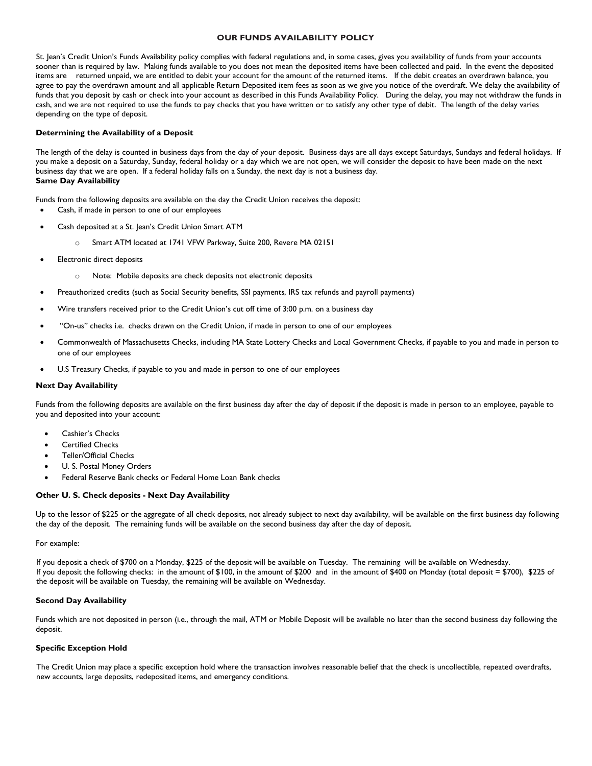# OUR FUNDS AVAILABILITY POLICY

St. Jean's Credit Union's Funds Availability policy complies with federal regulations and, in some cases, gives you availability of funds from your accounts sooner than is required by law. Making funds available to you does not mean the deposited items have been collected and paid. In the event the deposited items are returned unpaid, we are entitled to debit your account for the amount of the returned items. If the debit creates an overdrawn balance, you agree to pay the overdrawn amount and all applicable Return Deposited item fees as soon as we give you notice of the overdraft. We delay the availability of funds that you deposit by cash or check into your account as described in this Funds Availability Policy. During the delay, you may not withdraw the funds in cash, and we are not required to use the funds to pay checks that you have written or to satisfy any other type of debit. The length of the delay varies depending on the type of deposit.

### Determining the Availability of a Deposit

The length of the delay is counted in business days from the day of your deposit. Business days are all days except Saturdays, Sundays and federal holidays. If you make a deposit on a Saturday, Sunday, federal holiday or a day which we are not open, we will consider the deposit to have been made on the next business day that we are open. If a federal holiday falls on a Sunday, the next day is not a business day.

### Same Day Availability

Funds from the following deposits are available on the day the Credit Union receives the deposit:

- Cash, if made in person to one of our employees
- Cash deposited at a St. Jean's Credit Union Smart ATM
  - Smart ATM located at 1741 VFW Parkway, Suite 200, Revere MA 02151
- Electronic direct deposits
  - Note: Mobile deposits are check deposits not electronic deposits
- Preauthorized credits (such as Social Security benefits, SSI payments, IRS tax refunds and payroll payments)
- Wire transfers received prior to the Credit Union's cut off time of 3:00 p.m. on a business day
- "On-us" checks i.e. checks drawn on the Credit Union, if made in person to one of our employees
- Commonwealth of Massachusetts Checks, including MA State Lottery Checks and Local Government Checks, if payable to you and made in person to one of our employees
- U.S Treasury Checks, if payable to you and made in person to one of our employees

### Next Day Availability

Funds from the following deposits are available on the first business day after the day of deposit if the deposit is made in person to an employee, payable to you and deposited into your account:

- Cashier's Checks
- Certified Checks
- Teller/Official Checks
- U. S. Postal Money Orders
- Federal Reserve Bank checks or Federal Home Loan Bank checks

### Other U. S. Check deposits - Next Day Availability

Up to the lessor of $225 or the aggregate of all check deposits, not already subject to next day availability, will be available on the first business day following the day of the deposit. The remaining funds will be available on the second business day after the day of deposit.

For example:

If you deposit a check of $700 on a Monday, $225 of the deposit will be available on Tuesday. The remaining will be available on Wednesday.
If you deposit the following checks: in the amount of $100, in the amount of $200 and in the amount of $400 on Monday (total deposit = $700), $225 of the deposit will be available on Tuesday, the remaining will be available on Wednesday.

### Second Day Availability

Funds which are not deposited in person (i.e., through the mail, ATM or Mobile Deposit will be available no later than the second business day following the deposit.

### Specific Exception Hold

The Credit Union may place a specific exception hold where the transaction involves reasonable belief that the check is uncollectible, repeated overdrafts, new accounts, large deposits, redeposited items, and emergency conditions.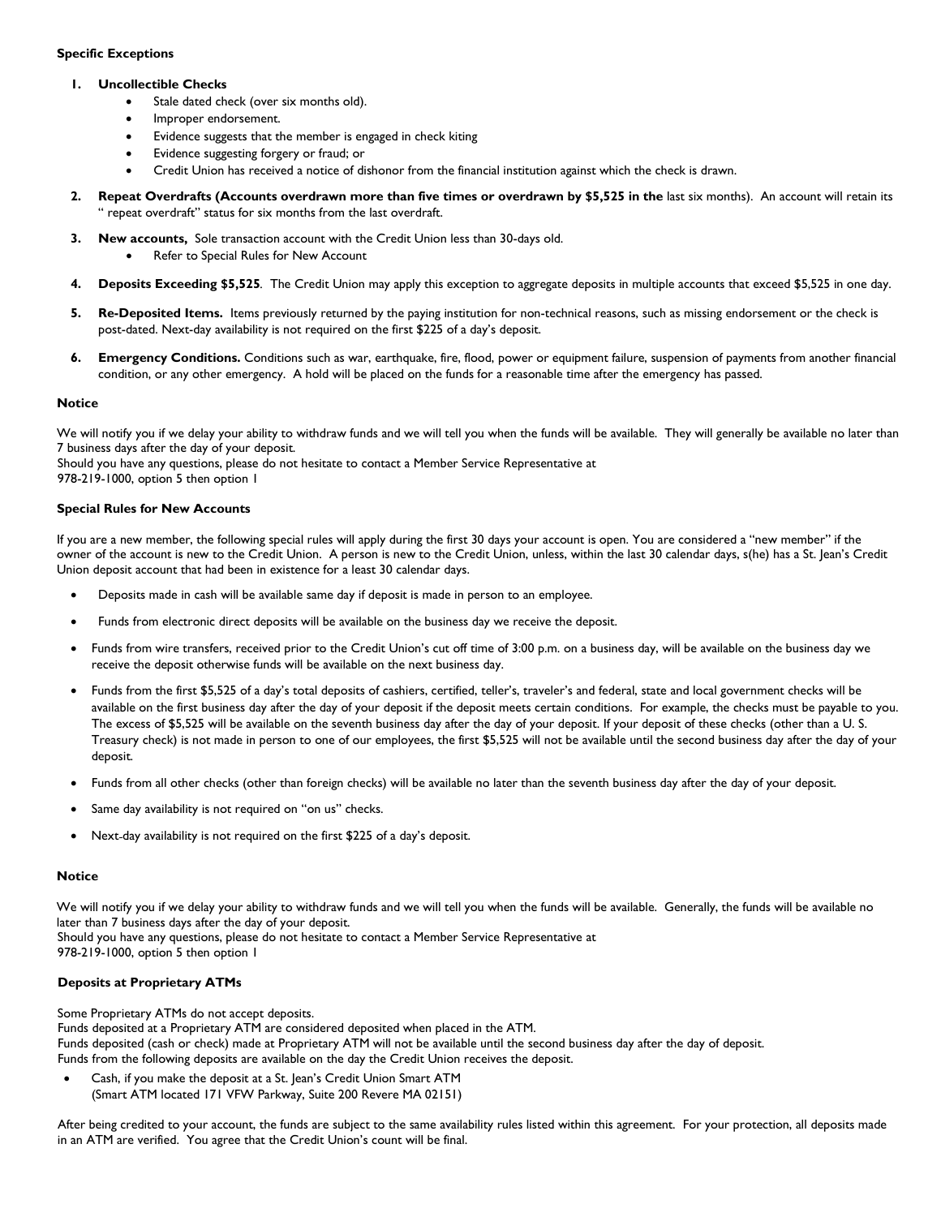**Specific Exceptions**

1. **Uncollectible Checks**
   - Stale dated check (over six months old).
   - Improper endorsement.
   - Evidence suggests that the member is engaged in check kiting
   - Evidence suggesting forgery or fraud; or
   - Credit Union has received a notice of dishonor from the financial institution against which the check is drawn.
2. **Repeat Overdrafts (Accounts overdrawn more than five times or overdrawn by $5,525 in the** last six months). An account will retain its " repeat overdraft" status for six months from the last overdraft.
3. **New accounts,** Sole transaction account with the Credit Union less than 30-days old.
   - Refer to Special Rules for New Account
4. **Deposits Exceeding $5,525**. The Credit Union may apply this exception to aggregate deposits in multiple accounts that exceed $5,525 in one day.
5. **Re-Deposited Items.** Items previously returned by the paying institution for non-technical reasons, such as missing endorsement or the check is post-dated. Next-day availability is not required on the first $225 of a day's deposit.
6. **Emergency Conditions.** Conditions such as war, earthquake, fire, flood, power or equipment failure, suspension of payments from another financial condition, or any other emergency. A hold will be placed on the funds for a reasonable time after the emergency has passed.

**Notice**

We will notify you if we delay your ability to withdraw funds and we will tell you when the funds will be available. They will generally be available no later than 7 business days after the day of your deposit.
Should you have any questions, please do not hesitate to contact a Member Service Representative at
978-219-1000, option 5 then option 1

**Special Rules for New Accounts**

If you are a new member, the following special rules will apply during the first 30 days your account is open. You are considered a "new member" if the owner of the account is new to the Credit Union. A person is new to the Credit Union, unless, within the last 30 calendar days, s(he) has a St. Jean's Credit Union deposit account that had been in existence for a least 30 calendar days.

- Deposits made in cash will be available same day if deposit is made in person to an employee.
- Funds from electronic direct deposits will be available on the business day we receive the deposit.
- Funds from wire transfers, received prior to the Credit Union's cut off time of 3:00 p.m. on a business day, will be available on the business day we receive the deposit otherwise funds will be available on the next business day.
- Funds from the first $5,525 of a day's total deposits of cashiers, certified, teller's, traveler's and federal, state and local government checks will be available on the first business day after the day of your deposit if the deposit meets certain conditions. For example, the checks must be payable to you. The excess of $5,525 will be available on the seventh business day after the day of your deposit. If your deposit of these checks (other than a U. S. Treasury check) is not made in person to one of our employees, the first $5,525 will not be available until the second business day after the day of your deposit.
- Funds from all other checks (other than foreign checks) will be available no later than the seventh business day after the day of your deposit.
- Same day availability is not required on "on us" checks.
- Next-day availability is not required on the first $225 of a day's deposit.

**Notice**

We will notify you if we delay your ability to withdraw funds and we will tell you when the funds will be available. Generally, the funds will be available no later than 7 business days after the day of your deposit.
Should you have any questions, please do not hesitate to contact a Member Service Representative at
978-219-1000, option 5 then option 1

**Deposits at Proprietary ATMs**

Some Proprietary ATMs do not accept deposits.
Funds deposited at a Proprietary ATM are considered deposited when placed in the ATM.
Funds deposited (cash or check) made at Proprietary ATM will not be available until the second business day after the day of deposit.
Funds from the following deposits are available on the day the Credit Union receives the deposit.

- Cash, if you make the deposit at a St. Jean's Credit Union Smart ATM
  (Smart ATM located 171 VFW Parkway, Suite 200 Revere MA 02151)

After being credited to your account, the funds are subject to the same availability rules listed within this agreement. For your protection, all deposits made in an ATM are verified. You agree that the Credit Union's count will be final.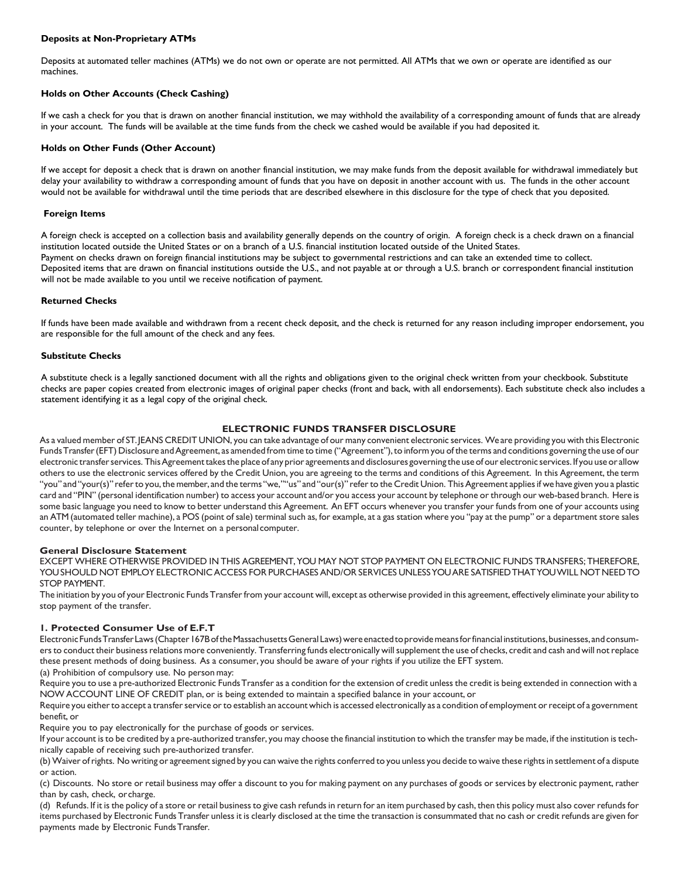### Deposits at Non-Proprietary ATMs

Deposits at automated teller machines (ATMs) we do not own or operate are not permitted. All ATMs that we own or operate are identified as our machines.

### Holds on Other Accounts (Check Cashing)

If we cash a check for you that is drawn on another financial institution, we may withhold the availability of a corresponding amount of funds that are already in your account. The funds will be available at the time funds from the check we cashed would be available if you had deposited it.

### Holds on Other Funds (Other Account)

If we accept for deposit a check that is drawn on another financial institution, we may make funds from the deposit available for withdrawal immediately but delay your availability to withdraw a corresponding amount of funds that you have on deposit in another account with us. The funds in the other account would not be available for withdrawal until the time periods that are described elsewhere in this disclosure for the type of check that you deposited.

### Foreign Items

A foreign check is accepted on a collection basis and availability generally depends on the country of origin. A foreign check is a check drawn on a financial institution located outside the United States or on a branch of a U.S. financial institution located outside of the United States.
Payment on checks drawn on foreign financial institutions may be subject to governmental restrictions and can take an extended time to collect.
Deposited items that are drawn on financial institutions outside the U.S., and not payable at or through a U.S. branch or correspondent financial institution will not be made available to you until we receive notification of payment.

### Returned Checks

If funds have been made available and withdrawn from a recent check deposit, and the check is returned for any reason including improper endorsement, you are responsible for the full amount of the check and any fees.

### Substitute Checks

A substitute check is a legally sanctioned document with all the rights and obligations given to the original check written from your checkbook. Substitute checks are paper copies created from electronic images of original paper checks (front and back, with all endorsements). Each substitute check also includes a statement identifying it as a legal copy of the original check.

## ELECTRONIC FUNDS TRANSFER DISCLOSURE

As a valued member of ST. JEANS CREDIT UNION, you can take advantage of our many convenient electronic services. We are providing you with this Electronic Funds Transfer (EFT) Disclosure and Agreement, as amended from time to time ("Agreement"), to inform you of the terms and conditions governing the use of our electronic transfer services. This Agreement takes the place of any prior agreements and disclosures governing the use of our electronic services. If you use or allow others to use the electronic services offered by the Credit Union, you are agreeing to the terms and conditions of this Agreement. In this Agreement, the term "you" and "your(s)" refer to you, the member, and the terms "we," "us" and "our(s)" refer to the Credit Union. This Agreement applies if we have given you a plastic card and "PIN" (personal identification number) to access your account and/or you access your account by telephone or through our web-based branch. Here is some basic language you need to know to better understand this Agreement. An EFT occurs whenever you transfer your funds from one of your accounts using an ATM (automated teller machine), a POS (point of sale) terminal such as, for example, at a gas station where you "pay at the pump" or a department store sales counter, by telephone or over the Internet on a personal computer.

### General Disclosure Statement

EXCEPT WHERE OTHERWISE PROVIDED IN THIS AGREEMENT, YOU MAY NOT STOP PAYMENT ON ELECTRONIC FUNDS TRANSFERS; THEREFORE, YOU SHOULD NOT EMPLOY ELECTRONIC ACCESS FOR PURCHASES AND/OR SERVICES UNLESS YOU ARE SATISFIED THAT YOU WILL NOT NEED TO STOP PAYMENT.
The initiation by you of your Electronic Funds Transfer from your account will, except as otherwise provided in this agreement, effectively eliminate your ability to stop payment of the transfer.

### 1. Protected Consumer Use of E.F.T

Electronic Funds Transfer Laws (Chapter 167B of the Massachusetts General Laws) were enacted to provide means for financial institutions, businesses, and consumers to conduct their business relations more conveniently. Transferring funds electronically will supplement the use of checks, credit and cash and will not replace these present methods of doing business. As a consumer, you should be aware of your rights if you utilize the EFT system.

(a) Prohibition of compulsory use. No person may:

Require you to use a pre-authorized Electronic Funds Transfer as a condition for the extension of credit unless the credit is being extended in connection with a NOW ACCOUNT LINE OF CREDIT plan, or is being extended to maintain a specified balance in your account, or

Require you either to accept a transfer service or to establish an account which is accessed electronically as a condition of employment or receipt of a government benefit, or

Require you to pay electronically for the purchase of goods or services.

If your account is to be credited by a pre-authorized transfer, you may choose the financial institution to which the transfer may be made, if the institution is technically capable of receiving such pre-authorized transfer.

(b) Waiver of rights. No writing or agreement signed by you can waive the rights conferred to you unless you decide to waive these rights in settlement of a dispute or action.

(c) Discounts. No store or retail business may offer a discount to you for making payment on any purchases of goods or services by electronic payment, rather than by cash, check, or charge.

(d) Refunds. If it is the policy of a store or retail business to give cash refunds in return for an item purchased by cash, then this policy must also cover refunds for items purchased by Electronic Funds Transfer unless it is clearly disclosed at the time the transaction is consummated that no cash or credit refunds are given for payments made by Electronic Funds Transfer.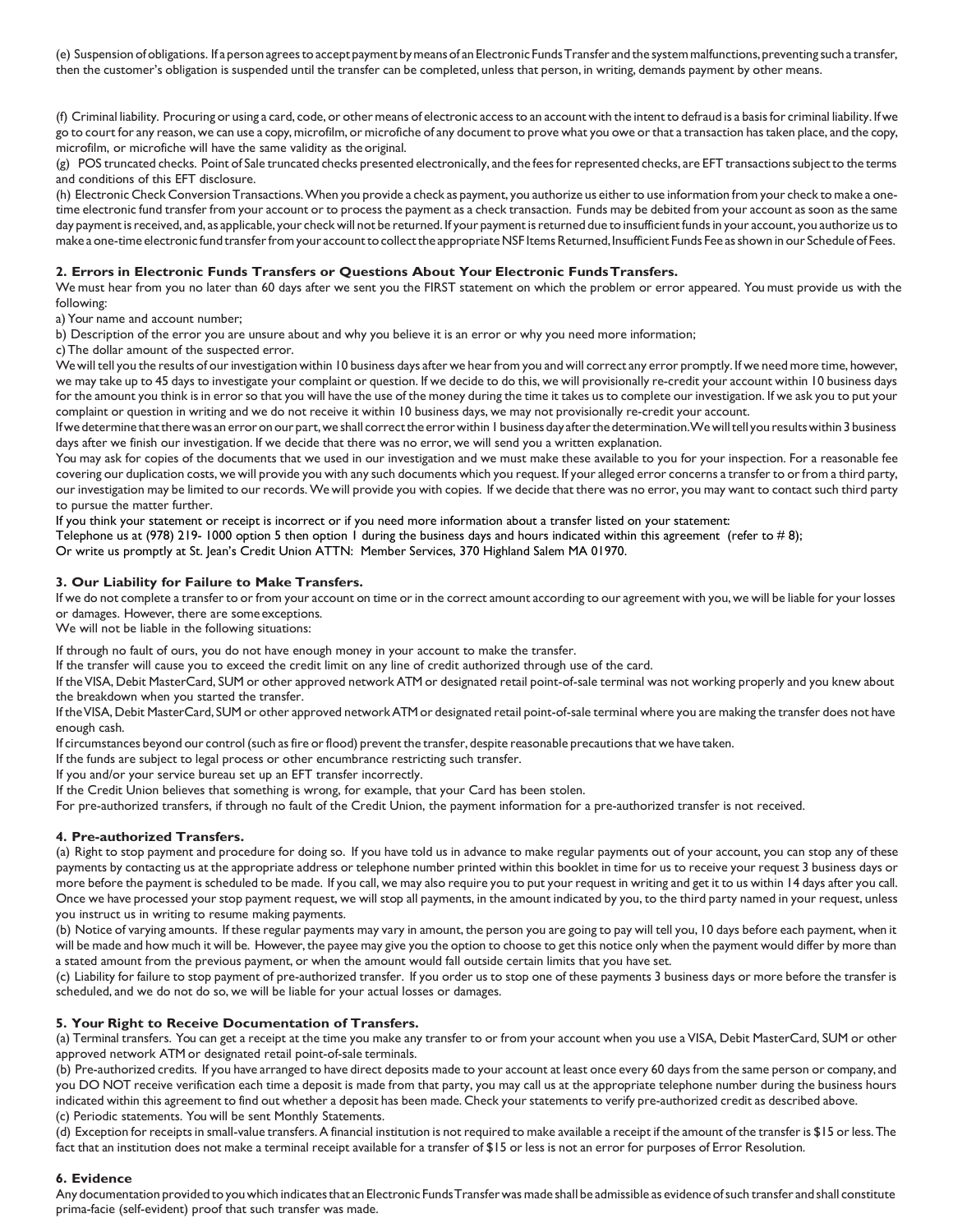(e) Suspension of obligations. If a person agrees to accept payment by means of an Electronic Funds Transfer and the system malfunctions, preventing such a transfer, then the customer's obligation is suspended until the transfer can be completed, unless that person, in writing, demands payment by other means.

(f) Criminal liability. Procuring or using a card, code, or other means of electronic access to an account with the intent to defraud is a basis for criminal liability. If we go to court for any reason, we can use a copy, microfilm, or microfiche of any document to prove what you owe or that a transaction has taken place, and the copy, microfilm, or microfiche will have the same validity as the original.

(g) POS truncated checks. Point of Sale truncated checks presented electronically, and the fees for represented checks, are EFT transactions subject to the terms and conditions of this EFT disclosure.

(h) Electronic Check Conversion Transactions. When you provide a check as payment, you authorize us either to use information from your check to make a one-time electronic fund transfer from your account or to process the payment as a check transaction. Funds may be debited from your account as soon as the same day payment is received, and, as applicable, your check will not be returned. If your payment is returned due to insufficient funds in your account, you authorize us to make a one-time electronic fund transfer from your account to collect the appropriate NSF Items Returned, Insufficient Funds Fee as shown in our Schedule of Fees.

**2. Errors in Electronic Funds Transfers or Questions About Your Electronic Funds Transfers.**

We must hear from you no later than 60 days after we sent you the FIRST statement on which the problem or error appeared. You must provide us with the following:

a) Your name and account number;

b) Description of the error you are unsure about and why you believe it is an error or why you need more information;

c) The dollar amount of the suspected error.

We will tell you the results of our investigation within 10 business days after we hear from you and will correct any error promptly. If we need more time, however, we may take up to 45 days to investigate your complaint or question. If we decide to do this, we will provisionally re-credit your account within 10 business days for the amount you think is in error so that you will have the use of the money during the time it takes us to complete our investigation. If we ask you to put your complaint or question in writing and we do not receive it within 10 business days, we may not provisionally re-credit your account.

If we determine that there was an error on our part, we shall correct the error within 1 business day after the determination. We will tell you results within 3 business days after we finish our investigation. If we decide that there was no error, we will send you a written explanation.

You may ask for copies of the documents that we used in our investigation and we must make these available to you for your inspection. For a reasonable fee covering our duplication costs, we will provide you with any such documents which you request. If your alleged error concerns a transfer to or from a third party, our investigation may be limited to our records. We will provide you with copies. If we decide that there was no error, you may want to contact such third party to pursue the matter further.

If you think your statement or receipt is incorrect or if you need more information about a transfer listed on your statement:

Telephone us at (978) 219- 1000 option 5 then option 1 during the business days and hours indicated within this agreement (refer to # 8);

Or write us promptly at St. Jean's Credit Union ATTN: Member Services, 370 Highland Salem MA 01970.

**3. Our Liability for Failure to Make Transfers.**

If we do not complete a transfer to or from your account on time or in the correct amount according to our agreement with you, we will be liable for your losses or damages. However, there are some exceptions.

We will not be liable in the following situations:

If through no fault of ours, you do not have enough money in your account to make the transfer.

If the transfer will cause you to exceed the credit limit on any line of credit authorized through use of the card.

If the VISA, Debit MasterCard, SUM or other approved network ATM or designated retail point-of-sale terminal was not working properly and you knew about the breakdown when you started the transfer.

If the VISA, Debit MasterCard, SUM or other approved network ATM or designated retail point-of-sale terminal where you are making the transfer does not have enough cash.

If circumstances beyond our control (such as fire or flood) prevent the transfer, despite reasonable precautions that we have taken.

If the funds are subject to legal process or other encumbrance restricting such transfer.

If you and/or your service bureau set up an EFT transfer incorrectly.

If the Credit Union believes that something is wrong, for example, that your Card has been stolen.

For pre-authorized transfers, if through no fault of the Credit Union, the payment information for a pre-authorized transfer is not received.

**4. Pre-authorized Transfers.**

(a) Right to stop payment and procedure for doing so. If you have told us in advance to make regular payments out of your account, you can stop any of these payments by contacting us at the appropriate address or telephone number printed within this booklet in time for us to receive your request 3 business days or more before the payment is scheduled to be made. If you call, we may also require you to put your request in writing and get it to us within 14 days after you call. Once we have processed your stop payment request, we will stop all payments, in the amount indicated by you, to the third party named in your request, unless you instruct us in writing to resume making payments.

(b) Notice of varying amounts. If these regular payments may vary in amount, the person you are going to pay will tell you, 10 days before each payment, when it will be made and how much it will be. However, the payee may give you the option to choose to get this notice only when the payment would differ by more than a stated amount from the previous payment, or when the amount would fall outside certain limits that you have set.

(c) Liability for failure to stop payment of pre-authorized transfer. If you order us to stop one of these payments 3 business days or more before the transfer is scheduled, and we do not do so, we will be liable for your actual losses or damages.

**5. Your Right to Receive Documentation of Transfers.**

(a) Terminal transfers. You can get a receipt at the time you make any transfer to or from your account when you use a VISA, Debit MasterCard, SUM or other approved network ATM or designated retail point-of-sale terminals.

(b) Pre-authorized credits. If you have arranged to have direct deposits made to your account at least once every 60 days from the same person or company, and you DO NOT receive verification each time a deposit is made from that party, you may call us at the appropriate telephone number during the business hours indicated within this agreement to find out whether a deposit has been made. Check your statements to verify pre-authorized credit as described above.

(c) Periodic statements. You will be sent Monthly Statements.

(d) Exception for receipts in small-value transfers. A financial institution is not required to make available a receipt if the amount of the transfer is $15 or less. The fact that an institution does not make a terminal receipt available for a transfer of $15 or less is not an error for purposes of Error Resolution.

**6. Evidence**

Any documentation provided to you which indicates that an Electronic Funds Transfer was made shall be admissible as evidence of such transfer and shall constitute prima-facie (self-evident) proof that such transfer was made.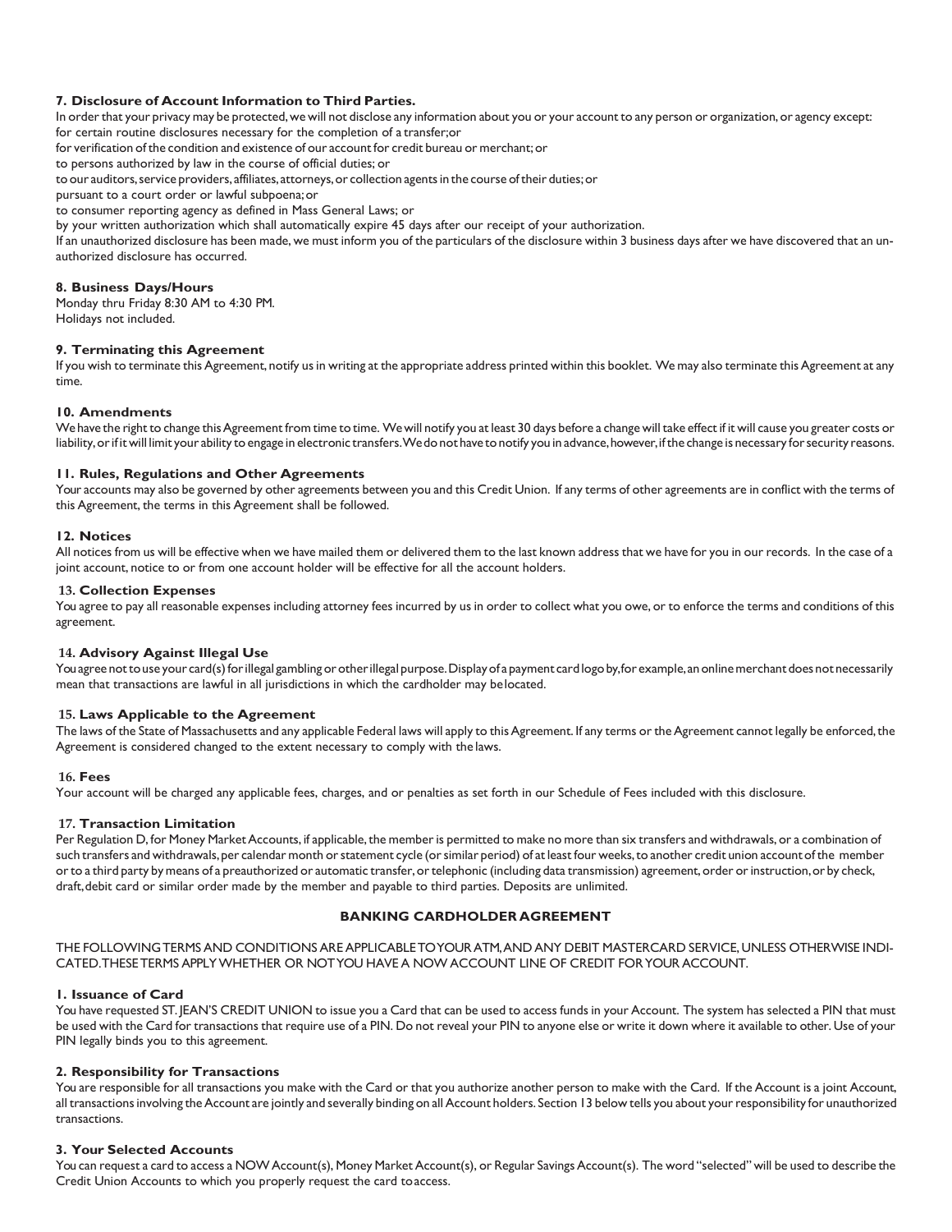#### 7. Disclosure of Account Information to Third Parties.

In order that your privacy may be protected, we will not disclose any information about you or your account to any person or organization, or agency except:

for certain routine disclosures necessary for the completion of a transfer; or

for verification of the condition and existence of our account for credit bureau or merchant; or

to persons authorized by law in the course of official duties; or

to our auditors, service providers, affiliates, attorneys, or collection agents in the course of their duties; or

pursuant to a court order or lawful subpoena; or

to consumer reporting agency as defined in Mass General Laws; or

by your written authorization which shall automatically expire 45 days after our receipt of your authorization.

If an unauthorized disclosure has been made, we must inform you of the particulars of the disclosure within 3 business days after we have discovered that an unauthorized disclosure has occurred.

#### 8. Business Days/Hours

Monday thru Friday 8:30 AM to 4:30 PM.
Holidays not included.

#### 9. Terminating this Agreement

If you wish to terminate this Agreement, notify us in writing at the appropriate address printed within this booklet. We may also terminate this Agreement at any time.

#### 10. Amendments

We have the right to change this Agreement from time to time. We will notify you at least 30 days before a change will take effect if it will cause you greater costs or liability, or if it will limit your ability to engage in electronic transfers. We do not have to notify you in advance, however, if the change is necessary for security reasons.

#### 11. Rules, Regulations and Other Agreements

Your accounts may also be governed by other agreements between you and this Credit Union. If any terms of other agreements are in conflict with the terms of this Agreement, the terms in this Agreement shall be followed.

#### 12. Notices

All notices from us will be effective when we have mailed them or delivered them to the last known address that we have for you in our records. In the case of a joint account, notice to or from one account holder will be effective for all the account holders.

#### 13. Collection Expenses

You agree to pay all reasonable expenses including attorney fees incurred by us in order to collect what you owe, or to enforce the terms and conditions of this agreement.

#### 14. Advisory Against Illegal Use

You agree not to use your card(s) for illegal gambling or other illegal purpose. Display of a payment card logo by, for example, an online merchant does not necessarily mean that transactions are lawful in all jurisdictions in which the cardholder may be located.

#### 15. Laws Applicable to the Agreement

The laws of the State of Massachusetts and any applicable Federal laws will apply to this Agreement. If any terms or the Agreement cannot legally be enforced, the Agreement is considered changed to the extent necessary to comply with the laws.

#### 16. Fees

Your account will be charged any applicable fees, charges, and or penalties as set forth in our Schedule of Fees included with this disclosure.

#### 17. Transaction Limitation

Per Regulation D, for Money Market Accounts, if applicable, the member is permitted to make no more than six transfers and withdrawals, or a combination of such transfers and withdrawals, per calendar month or statement cycle (or similar period) of at least four weeks, to another credit union account of the member or to a third party by means of a preauthorized or automatic transfer, or telephonic (including data transmission) agreement, order or instruction, or by check, draft, debit card or similar order made by the member and payable to third parties. Deposits are unlimited.

## BANKING CARDHOLDER AGREEMENT

THE FOLLOWING TERMS AND CONDITIONS ARE APPLICABLE TO YOUR ATM, AND ANY DEBIT MASTERCARD SERVICE, UNLESS OTHERWISE INDICATED. THESE TERMS APPLY WHETHER OR NOT YOU HAVE A NOW ACCOUNT LINE OF CREDIT FOR YOUR ACCOUNT.

#### 1. Issuance of Card

You have requested ST. JEAN'S CREDIT UNION to issue you a Card that can be used to access funds in your Account. The system has selected a PIN that must be used with the Card for transactions that require use of a PIN. Do not reveal your PIN to anyone else or write it down where it available to other. Use of your PIN legally binds you to this agreement.

#### 2. Responsibility for Transactions

You are responsible for all transactions you make with the Card or that you authorize another person to make with the Card. If the Account is a joint Account, all transactions involving the Account are jointly and severally binding on all Account holders. Section 13 below tells you about your responsibility for unauthorized transactions.

#### 3. Your Selected Accounts

You can request a card to access a NOW Account(s), Money Market Account(s), or Regular Savings Account(s). The word "selected" will be used to describe the Credit Union Accounts to which you properly request the card to access.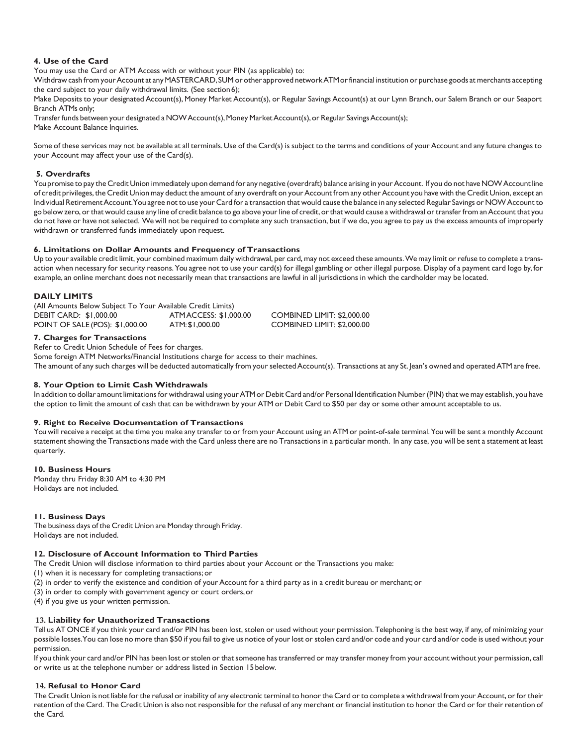### 4. Use of the Card

You may use the Card or ATM Access with or without your PIN (as applicable) to:

Withdraw cash from your Account at any MASTERCARD, SUM or other approved network ATM or financial institution or purchase goods at merchants accepting the card subject to your daily withdrawal limits. (See section 6);

Make Deposits to your designated Account(s), Money Market Account(s), or Regular Savings Account(s) at our Lynn Branch, our Salem Branch or our Seaport Branch ATMs only;

Transfer funds between your designated a NOW Account(s), Money Market Account(s), or Regular Savings Account(s);

Make Account Balance Inquiries.

Some of these services may not be available at all terminals. Use of the Card(s) is subject to the terms and conditions of your Account and any future changes to your Account may affect your use of the Card(s).

### 5. Overdrafts

You promise to pay the Credit Union immediately upon demand for any negative (overdraft) balance arising in your Account. If you do not have NOW Account line of credit privileges, the Credit Union may deduct the amount of any overdraft on your Account from any other Account you have with the Credit Union, except an Individual Retirement Account. You agree not to use your Card for a transaction that would cause the balance in any selected Regular Savings or NOW Account to go below zero, or that would cause any line of credit balance to go above your line of credit, or that would cause a withdrawal or transfer from an Account that you do not have or have not selected. We will not be required to complete any such transaction, but if we do, you agree to pay us the excess amounts of improperly withdrawn or transferred funds immediately upon request.

### 6. Limitations on Dollar Amounts and Frequency of Transactions

Up to your available credit limit, your combined maximum daily withdrawal, per card, may not exceed these amounts. We may limit or refuse to complete a transaction when necessary for security reasons. You agree not to use your card(s) for illegal gambling or other illegal purpose. Display of a payment card logo by, for example, an online merchant does not necessarily mean that transactions are lawful in all jurisdictions in which the cardholder may be located.

### DAILY LIMITS

(All Amounts Below Subject To Your Available Credit Limits)

| | | |
|---|---|---|
| DEBIT CARD: $1,000.00 | ATM ACCESS: $1,000.00 | COMBINED LIMIT: $2,000.00 |
| POINT OF SALE (POS): $1,000.00 | ATM: $1,000.00 | COMBINED LIMIT: $2,000.00 |

### 7. Charges for Transactions

Refer to Credit Union Schedule of Fees for charges.

Some foreign ATM Networks/Financial Institutions charge for access to their machines.

The amount of any such charges will be deducted automatically from your selected Account(s). Transactions at any St. Jean's owned and operated ATM are free.

### 8. Your Option to Limit Cash Withdrawals

In addition to dollar amount limitations for withdrawal using your ATM or Debit Card and/or Personal Identification Number (PIN) that we may establish, you have the option to limit the amount of cash that can be withdrawn by your ATM or Debit Card to $50 per day or some other amount acceptable to us.

### 9. Right to Receive Documentation of Transactions

You will receive a receipt at the time you make any transfer to or from your Account using an ATM or point-of-sale terminal. You will be sent a monthly Account statement showing the Transactions made with the Card unless there are no Transactions in a particular month. In any case, you will be sent a statement at least quarterly.

### 10. Business Hours

Monday thru Friday 8:30 AM to 4:30 PM
Holidays are not included.

### 11. Business Days

The business days of the Credit Union are Monday through Friday.
Holidays are not included.

### 12. Disclosure of Account Information to Third Parties

The Credit Union will disclose information to third parties about your Account or the Transactions you make:

(1) when it is necessary for completing transactions; or

(2) in order to verify the existence and condition of your Account for a third party as in a credit bureau or merchant; or

(3) in order to comply with government agency or court orders, or

(4) if you give us your written permission.

### 13. Liability for Unauthorized Transactions

Tell us AT ONCE if you think your card and/or PIN has been lost, stolen or used without your permission. Telephoning is the best way, if any, of minimizing your possible losses. You can lose no more than $50 if you fail to give us notice of your lost or stolen card and/or code and your card and/or code is used without your permission.

If you think your card and/or PIN has been lost or stolen or that someone has transferred or may transfer money from your account without your permission, call or write us at the telephone number or address listed in Section 15 below.

### 14. Refusal to Honor Card

The Credit Union is not liable for the refusal or inability of any electronic terminal to honor the Card or to complete a withdrawal from your Account, or for their retention of the Card. The Credit Union is also not responsible for the refusal of any merchant or financial institution to honor the Card or for their retention of the Card.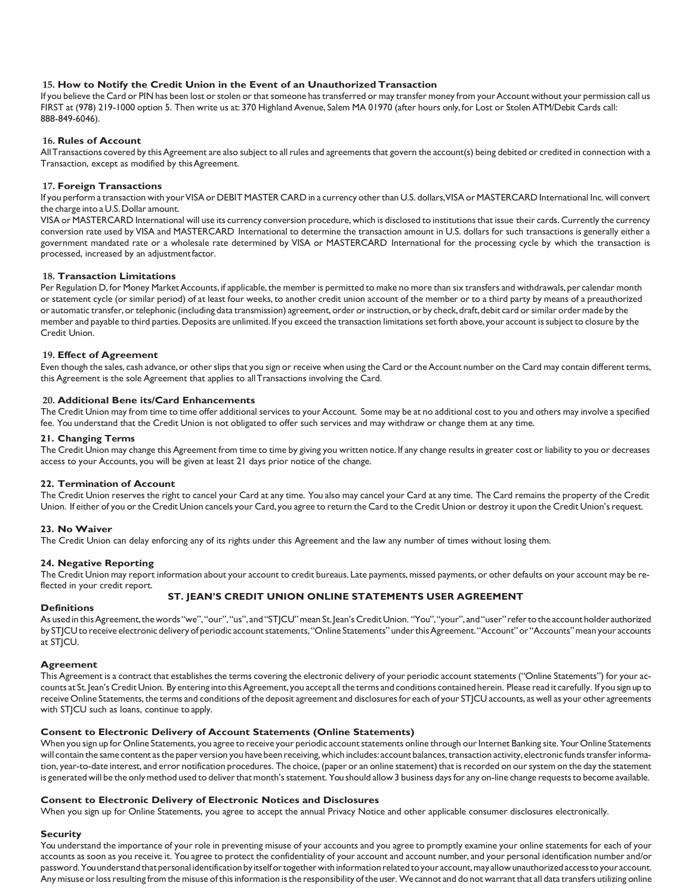### 15. How to Notify the Credit Union in the Event of an Unauthorized Transaction

If you believe the Card or PIN has been lost or stolen or that someone has transferred or may transfer money from your Account without your permission call us FIRST at (978) 219-1000 option 5. Then write us at: 370 Highland Avenue, Salem MA 01970 (after hours only, for Lost or Stolen ATM/Debit Cards call: 888-849-6046).

### 16. Rules of Account

All Transactions covered by this Agreement are also subject to all rules and agreements that govern the account(s) being debited or credited in connection with a Transaction, except as modified by this Agreement.

### 17. Foreign Transactions

If you perform a transaction with your VISA or DEBIT MASTER CARD in a currency other than U.S. dollars, VISA or MASTERCARD International Inc. will convert the charge into a U.S. Dollar amount.

VISA or MASTERCARD International will use its currency conversion procedure, which is disclosed to institutions that issue their cards. Currently the currency conversion rate used by VISA and MASTERCARD International to determine the transaction amount in U.S. dollars for such transactions is generally either a government mandated rate or a wholesale rate determined by VISA or MASTERCARD International for the processing cycle by which the transaction is processed, increased by an adjustment factor.

### 18. Transaction Limitations

Per Regulation D, for Money Market Accounts, if applicable, the member is permitted to make no more than six transfers and withdrawals, per calendar month or statement cycle (or similar period) of at least four weeks, to another credit union account of the member or to a third party by means of a preauthorized or automatic transfer, or telephonic (including data transmission) agreement, order or instruction, or by check, draft, debit card or similar order made by the member and payable to third parties. Deposits are unlimited. If you exceed the transaction limitations set forth above, your account is subject to closure by the Credit Union.

### 19. Effect of Agreement

Even though the sales, cash advance, or other slips that you sign or receive when using the Card or the Account number on the Card may contain different terms, this Agreement is the sole Agreement that applies to all Transactions involving the Card.

### 20. Additional Bene its/Card Enhancements

The Credit Union may from time to time offer additional services to your Account. Some may be at no additional cost to you and others may involve a specified fee. You understand that the Credit Union is not obligated to offer such services and may withdraw or change them at any time.

### 21. Changing Terms

The Credit Union may change this Agreement from time to time by giving you written notice. If any change results in greater cost or liability to you or decreases access to your Accounts, you will be given at least 21 days prior notice of the change.

### 22. Termination of Account

The Credit Union reserves the right to cancel your Card at any time. You also may cancel your Card at any time. The Card remains the property of the Credit Union. If either of you or the Credit Union cancels your Card, you agree to return the Card to the Credit Union or destroy it upon the Credit Union's request.

### 23. No Waiver

The Credit Union can delay enforcing any of its rights under this Agreement and the law any number of times without losing them.

### 24. Negative Reporting

The Credit Union may report information about your account to credit bureaus. Late payments, missed payments, or other defaults on your account may be reflected in your credit report.

## ST. JEAN'S CREDIT UNION ONLINE STATEMENTS USER AGREEMENT

### Definitions

As used in this Agreement, the words "we", "our", "us", and "STJCU" mean St. Jean's Credit Union. "You", "your", and "user" refer to the account holder authorized by STJCU to receive electronic delivery of periodic account statements, "Online Statements" under this Agreement. "Account" or "Accounts" mean your accounts at STJCU.

### Agreement

This Agreement is a contract that establishes the terms covering the electronic delivery of your periodic account statements ("Online Statements") for your accounts at St. Jean's Credit Union. By entering into this Agreement, you accept all the terms and conditions contained herein. Please read it carefully. If you sign up to receive Online Statements, the terms and conditions of the deposit agreement and disclosures for each of your STJCU accounts, as well as your other agreements with STJCU such as loans, continue to apply.

### Consent to Electronic Delivery of Account Statements (Online Statements)

When you sign up for Online Statements, you agree to receive your periodic account statements online through our Internet Banking site. Your Online Statements will contain the same content as the paper version you have been receiving, which includes: account balances, transaction activity, electronic funds transfer information, year-to-date interest, and error notification procedures. The choice, (paper or an online statement) that is recorded on our system on the day the statement is generated will be the only method used to deliver that month's statement. You should allow 3 business days for any on-line change requests to become available.

### Consent to Electronic Delivery of Electronic Notices and Disclosures

When you sign up for Online Statements, you agree to accept the annual Privacy Notice and other applicable consumer disclosures electronically.

### Security

You understand the importance of your role in preventing misuse of your accounts and you agree to promptly examine your online statements for each of your accounts as soon as you receive it. You agree to protect the confidentiality of your account and account number, and your personal identification number and/or password. You understand that personal identification by itself or together with information related to your account, may allow unauthorized access to your account. Any misuse or loss resulting from the misuse of this information is the responsibility of the user. We cannot and do not warrant that all data transfers utilizing online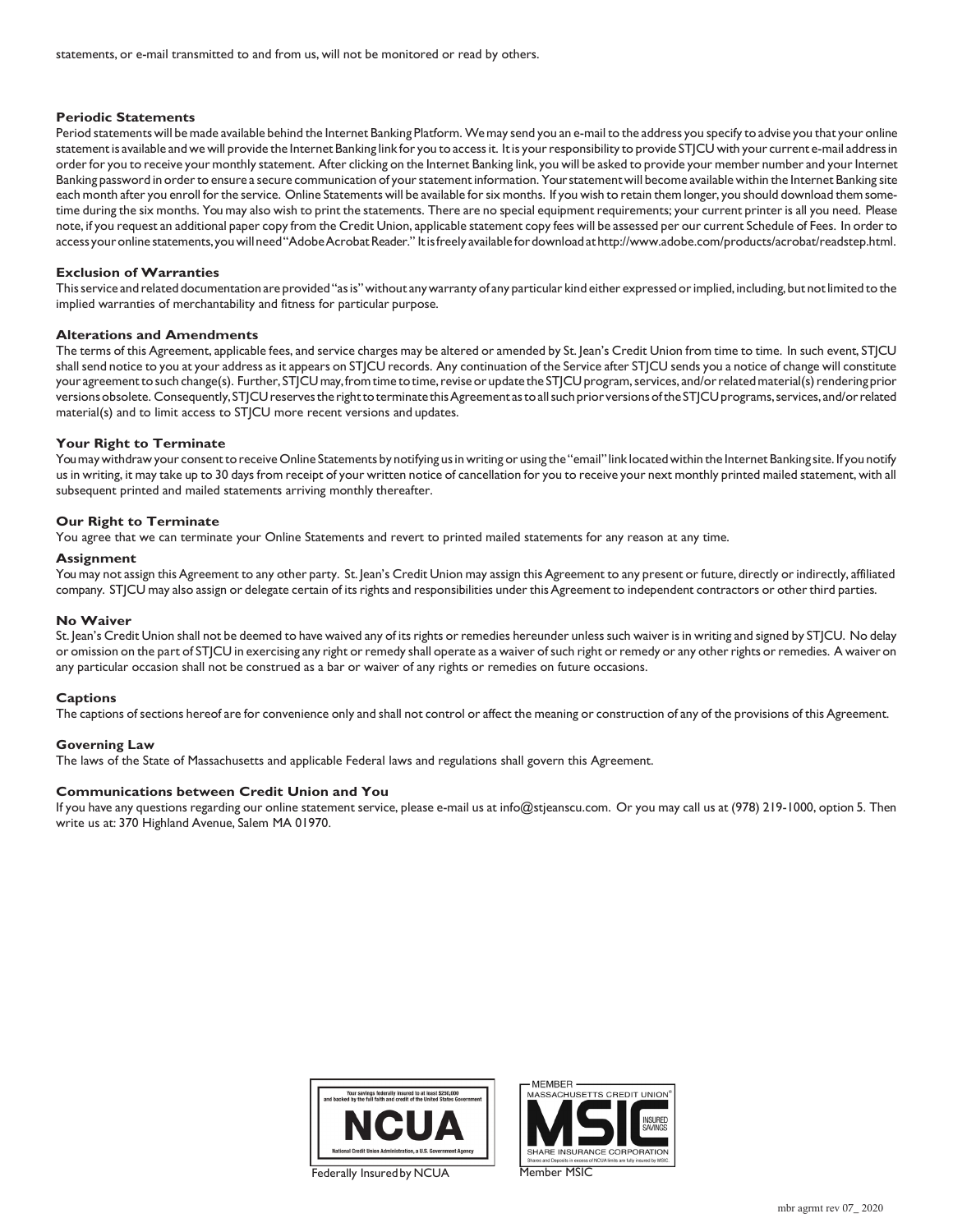statements, or e-mail transmitted to and from us, will not be monitored or read by others.

**Periodic Statements**

Period statements will be made available behind the Internet Banking Platform. We may send you an e-mail to the address you specify to advise you that your online statement is available and we will provide the Internet Banking link for you to access it. It is your responsibility to provide STJCU with your current e-mail address in order for you to receive your monthly statement. After clicking on the Internet Banking link, you will be asked to provide your member number and your Internet Banking password in order to ensure a secure communication of your statement information. Your statement will become available within the Internet Banking site each month after you enroll for the service. Online Statements will be available for six months. If you wish to retain them longer, you should download them sometime during the six months. You may also wish to print the statements. There are no special equipment requirements; your current printer is all you need. Please note, if you request an additional paper copy from the Credit Union, applicable statement copy fees will be assessed per our current Schedule of Fees. In order to access your online statements, you will need "Adobe Acrobat Reader." It is freely available for download at http://www.adobe.com/products/acrobat/readstep.html.

**Exclusion of Warranties**

This service and related documentation are provided "as is" without any warranty of any particular kind either expressed or implied, including, but not limited to the implied warranties of merchantability and fitness for particular purpose.

**Alterations and Amendments**

The terms of this Agreement, applicable fees, and service charges may be altered or amended by St. Jean's Credit Union from time to time. In such event, STJCU shall send notice to you at your address as it appears on STJCU records. Any continuation of the Service after STJCU sends you a notice of change will constitute your agreement to such change(s). Further, STJCU may, from time to time, revise or update the STJCU program, services, and/or related material(s) rendering prior versions obsolete. Consequently, STJCU reserves the right to terminate this Agreement as to all such prior versions of the STJCU programs, services, and/or related material(s) and to limit access to STJCU more recent versions and updates.

**Your Right to Terminate**

You may withdraw your consent to receive Online Statements by notifying us in writing or using the "email" link located within the Internet Banking site. If you notify us in writing, it may take up to 30 days from receipt of your written notice of cancellation for you to receive your next monthly printed mailed statement, with all subsequent printed and mailed statements arriving monthly thereafter.

**Our Right to Terminate**

You agree that we can terminate your Online Statements and revert to printed mailed statements for any reason at any time.

**Assignment**

You may not assign this Agreement to any other party. St. Jean's Credit Union may assign this Agreement to any present or future, directly or indirectly, affiliated company. STJCU may also assign or delegate certain of its rights and responsibilities under this Agreement to independent contractors or other third parties.

**No Waiver**

St. Jean's Credit Union shall not be deemed to have waived any of its rights or remedies hereunder unless such waiver is in writing and signed by STJCU. No delay or omission on the part of STJCU in exercising any right or remedy shall operate as a waiver of such right or remedy or any other rights or remedies. A waiver on any particular occasion shall not be construed as a bar or waiver of any rights or remedies on future occasions.

**Captions**

The captions of sections hereof are for convenience only and shall not control or affect the meaning or construction of any of the provisions of this Agreement.

**Governing Law**

The laws of the State of Massachusetts and applicable Federal laws and regulations shall govern this Agreement.

**Communications between Credit Union and You**

If you have any questions regarding our online statement service, please e-mail us at info@stjeanscu.com. Or you may call us at (978) 219-1000, option 5. Then write us at: 370 Highland Avenue, Salem MA 01970.

Your savings federally insured to at least $250,000 and backed by the full faith and credit of the United States Government

NCUA

National Credit Union Administration, a U.S. Government Agency

Federally Insured by NCUA

MEMBER MASSACHUSETTS CREDIT UNION® MSIC INSURED SAVINGS SHARE INSURANCE CORPORATION

Shares and Deposits in excess of NCUA limits are fully insured by MSIC

Member MSIC

mbr agrmt rev 07_ 2020